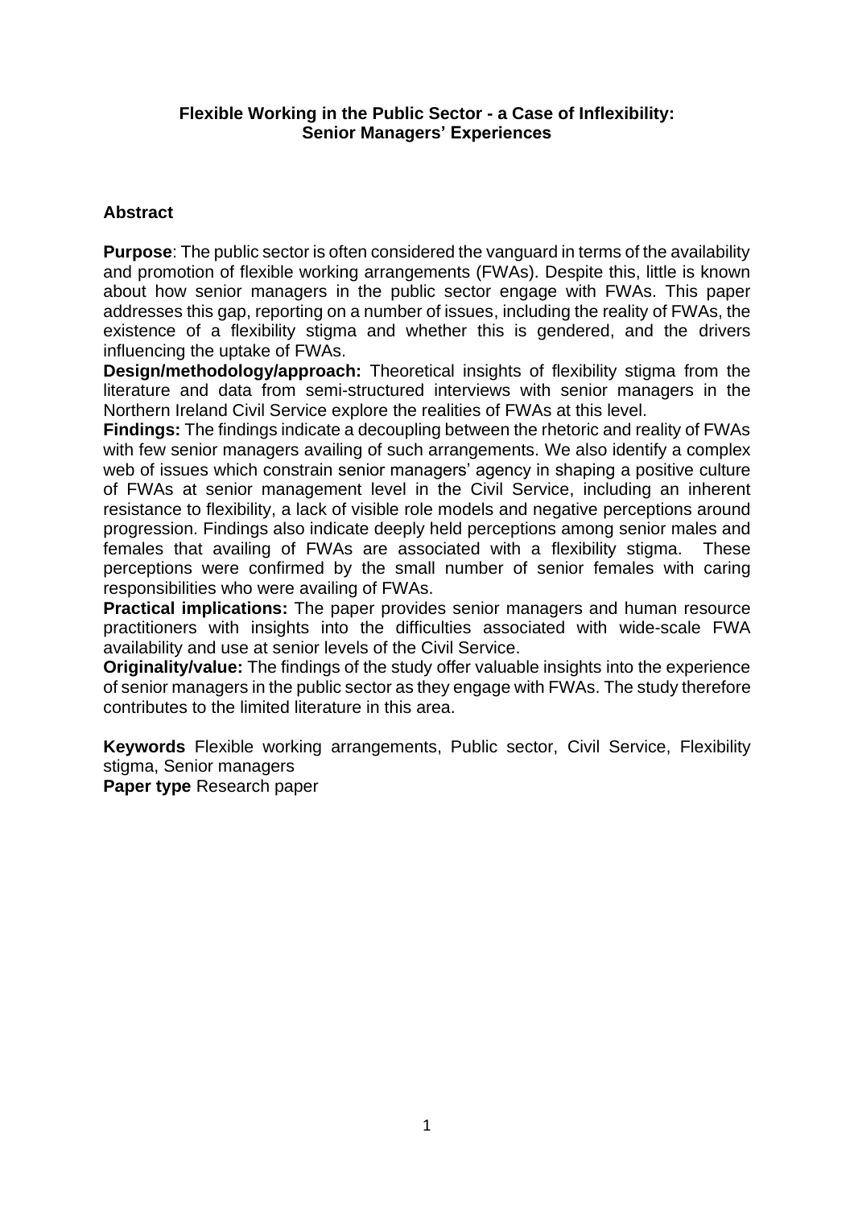# Flexible Working in the Public Sector - a Case of Inflexibility: Senior Managers' Experiences

## Abstract

**Purpose**: The public sector is often considered the vanguard in terms of the availability and promotion of flexible working arrangements (FWAs). Despite this, little is known about how senior managers in the public sector engage with FWAs. This paper addresses this gap, reporting on a number of issues, including the reality of FWAs, the existence of a flexibility stigma and whether this is gendered, and the drivers influencing the uptake of FWAs.

**Design/methodology/approach:** Theoretical insights of flexibility stigma from the literature and data from semi-structured interviews with senior managers in the Northern Ireland Civil Service explore the realities of FWAs at this level.

**Findings:** The findings indicate a decoupling between the rhetoric and reality of FWAs with few senior managers availing of such arrangements. We also identify a complex web of issues which constrain senior managers' agency in shaping a positive culture of FWAs at senior management level in the Civil Service, including an inherent resistance to flexibility, a lack of visible role models and negative perceptions around progression. Findings also indicate deeply held perceptions among senior males and females that availing of FWAs are associated with a flexibility stigma. These perceptions were confirmed by the small number of senior females with caring responsibilities who were availing of FWAs.

**Practical implications:** The paper provides senior managers and human resource practitioners with insights into the difficulties associated with wide-scale FWA availability and use at senior levels of the Civil Service.

**Originality/value:** The findings of the study offer valuable insights into the experience of senior managers in the public sector as they engage with FWAs. The study therefore contributes to the limited literature in this area.

**Keywords** Flexible working arrangements, Public sector, Civil Service, Flexibility stigma, Senior managers

**Paper type** Research paper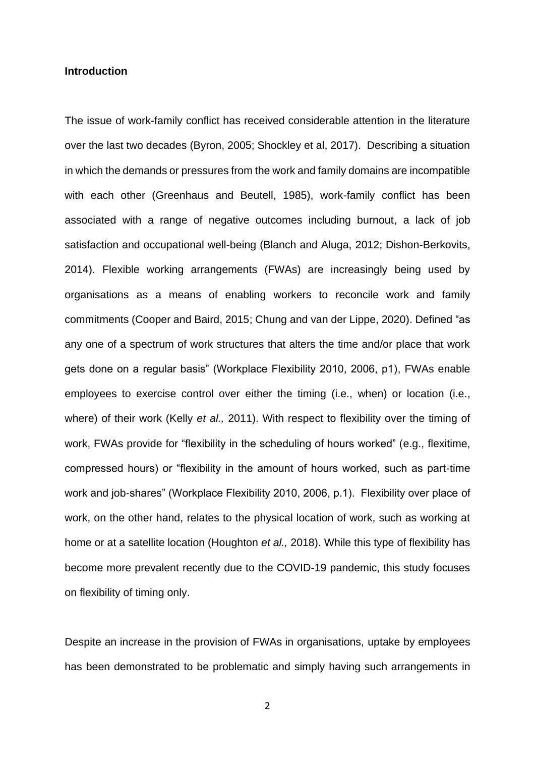## Introduction

The issue of work-family conflict has received considerable attention in the literature over the last two decades (Byron, 2005; Shockley et al, 2017). Describing a situation in which the demands or pressures from the work and family domains are incompatible with each other (Greenhaus and Beutell, 1985), work-family conflict has been associated with a range of negative outcomes including burnout, a lack of job satisfaction and occupational well-being (Blanch and Aluga, 2012; Dishon-Berkovits, 2014). Flexible working arrangements (FWAs) are increasingly being used by organisations as a means of enabling workers to reconcile work and family commitments (Cooper and Baird, 2015; Chung and van der Lippe, 2020). Defined "as any one of a spectrum of work structures that alters the time and/or place that work gets done on a regular basis" (Workplace Flexibility 2010, 2006, p1), FWAs enable employees to exercise control over either the timing (i.e., when) or location (i.e., where) of their work (Kelly *et al.,* 2011). With respect to flexibility over the timing of work, FWAs provide for "flexibility in the scheduling of hours worked" (e.g., flexitime, compressed hours) or "flexibility in the amount of hours worked, such as part-time work and job-shares" (Workplace Flexibility 2010, 2006, p.1). Flexibility over place of work, on the other hand, relates to the physical location of work, such as working at home or at a satellite location (Houghton *et al.,* 2018). While this type of flexibility has become more prevalent recently due to the COVID-19 pandemic, this study focuses on flexibility of timing only.

Despite an increase in the provision of FWAs in organisations, uptake by employees has been demonstrated to be problematic and simply having such arrangements in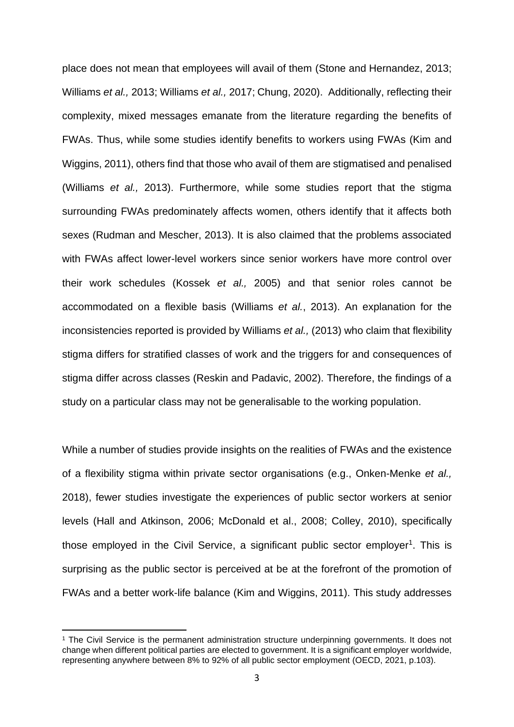place does not mean that employees will avail of them (Stone and Hernandez, 2013; Williams *et al.,* 2013; Williams *et al.,* 2017; Chung, 2020). Additionally, reflecting their complexity, mixed messages emanate from the literature regarding the benefits of FWAs. Thus, while some studies identify benefits to workers using FWAs (Kim and Wiggins, 2011), others find that those who avail of them are stigmatised and penalised (Williams *et al.,* 2013). Furthermore, while some studies report that the stigma surrounding FWAs predominately affects women, others identify that it affects both sexes (Rudman and Mescher, 2013). It is also claimed that the problems associated with FWAs affect lower-level workers since senior workers have more control over their work schedules (Kossek *et al.,* 2005) and that senior roles cannot be accommodated on a flexible basis (Williams *et al.*, 2013). An explanation for the inconsistencies reported is provided by Williams *et al.,* (2013) who claim that flexibility stigma differs for stratified classes of work and the triggers for and consequences of stigma differ across classes (Reskin and Padavic, 2002). Therefore, the findings of a study on a particular class may not be generalisable to the working population.

While a number of studies provide insights on the realities of FWAs and the existence of a flexibility stigma within private sector organisations (e.g., Onken-Menke *et al.,* 2018), fewer studies investigate the experiences of public sector workers at senior levels (Hall and Atkinson, 2006; McDonald et al., 2008; Colley, 2010), specifically those employed in the Civil Service, a significant public sector employer[1]. This is surprising as the public sector is perceived at be at the forefront of the promotion of FWAs and a better work-life balance (Kim and Wiggins, 2011). This study addresses

[1] The Civil Service is the permanent administration structure underpinning governments. It does not change when different political parties are elected to government. It is a significant employer worldwide, representing anywhere between 8% to 92% of all public sector employment (OECD, 2021, p.103).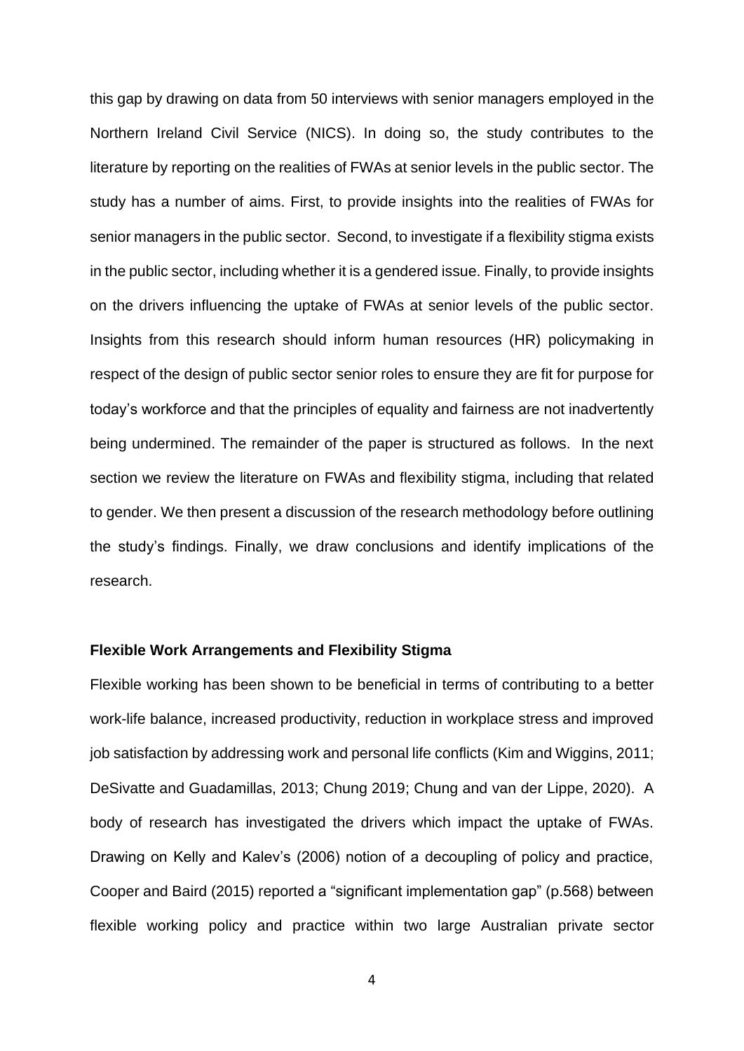this gap by drawing on data from 50 interviews with senior managers employed in the Northern Ireland Civil Service (NICS). In doing so, the study contributes to the literature by reporting on the realities of FWAs at senior levels in the public sector. The study has a number of aims. First, to provide insights into the realities of FWAs for senior managers in the public sector. Second, to investigate if a flexibility stigma exists in the public sector, including whether it is a gendered issue. Finally, to provide insights on the drivers influencing the uptake of FWAs at senior levels of the public sector. Insights from this research should inform human resources (HR) policymaking in respect of the design of public sector senior roles to ensure they are fit for purpose for today's workforce and that the principles of equality and fairness are not inadvertently being undermined. The remainder of the paper is structured as follows. In the next section we review the literature on FWAs and flexibility stigma, including that related to gender. We then present a discussion of the research methodology before outlining the study's findings. Finally, we draw conclusions and identify implications of the research.

## Flexible Work Arrangements and Flexibility Stigma

Flexible working has been shown to be beneficial in terms of contributing to a better work-life balance, increased productivity, reduction in workplace stress and improved job satisfaction by addressing work and personal life conflicts (Kim and Wiggins, 2011; DeSivatte and Guadamillas, 2013; Chung 2019; Chung and van der Lippe, 2020). A body of research has investigated the drivers which impact the uptake of FWAs. Drawing on Kelly and Kalev's (2006) notion of a decoupling of policy and practice, Cooper and Baird (2015) reported a "significant implementation gap" (p.568) between flexible working policy and practice within two large Australian private sector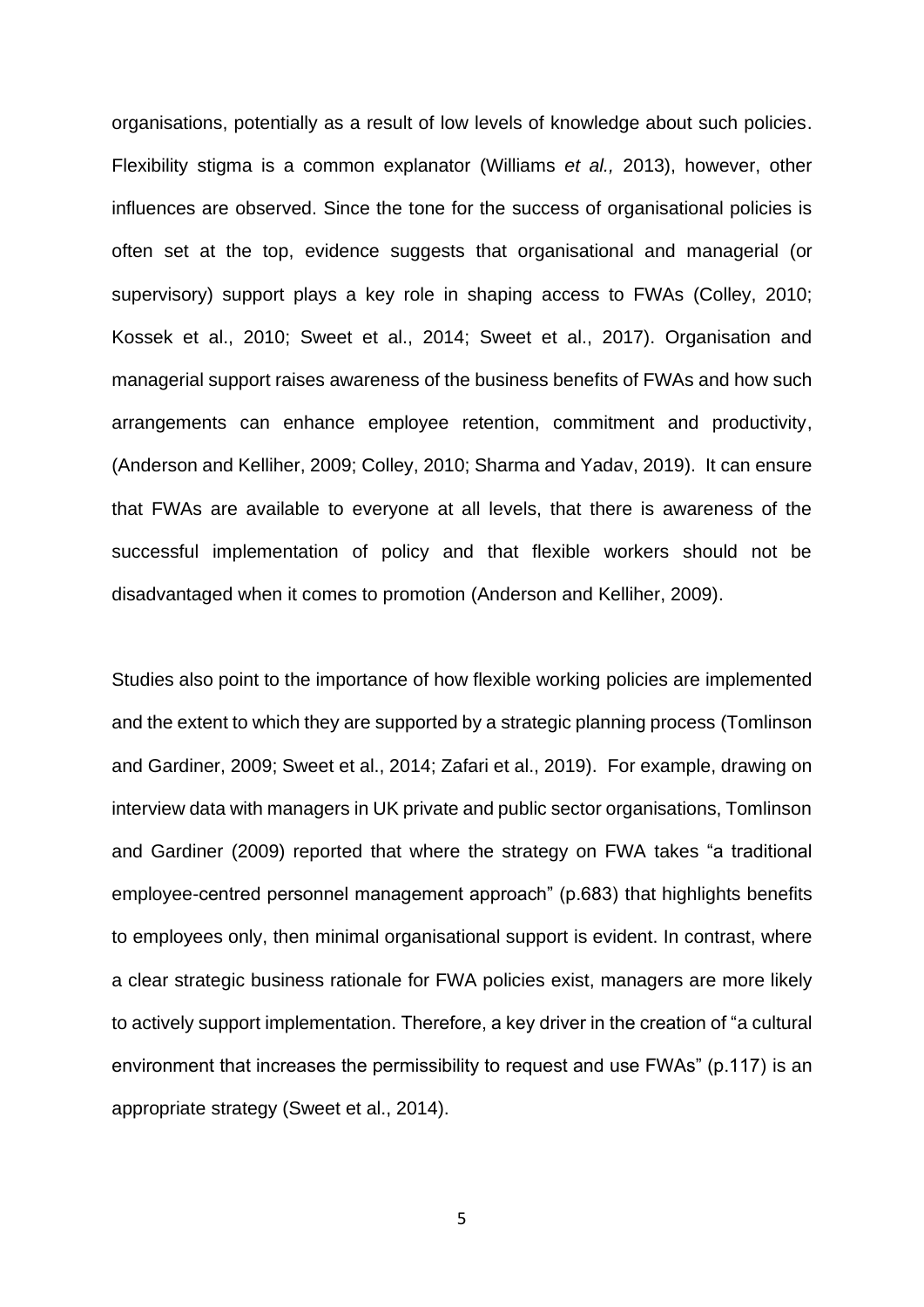organisations, potentially as a result of low levels of knowledge about such policies. Flexibility stigma is a common explanator (Williams *et al.,* 2013), however, other influences are observed. Since the tone for the success of organisational policies is often set at the top, evidence suggests that organisational and managerial (or supervisory) support plays a key role in shaping access to FWAs (Colley, 2010; Kossek et al., 2010; Sweet et al., 2014; Sweet et al., 2017). Organisation and managerial support raises awareness of the business benefits of FWAs and how such arrangements can enhance employee retention, commitment and productivity, (Anderson and Kelliher, 2009; Colley, 2010; Sharma and Yadav, 2019). It can ensure that FWAs are available to everyone at all levels, that there is awareness of the successful implementation of policy and that flexible workers should not be disadvantaged when it comes to promotion (Anderson and Kelliher, 2009).

Studies also point to the importance of how flexible working policies are implemented and the extent to which they are supported by a strategic planning process (Tomlinson and Gardiner, 2009; Sweet et al., 2014; Zafari et al., 2019). For example, drawing on interview data with managers in UK private and public sector organisations, Tomlinson and Gardiner (2009) reported that where the strategy on FWA takes "a traditional employee-centred personnel management approach" (p.683) that highlights benefits to employees only, then minimal organisational support is evident. In contrast, where a clear strategic business rationale for FWA policies exist, managers are more likely to actively support implementation. Therefore, a key driver in the creation of "a cultural environment that increases the permissibility to request and use FWAs" (p.117) is an appropriate strategy (Sweet et al., 2014).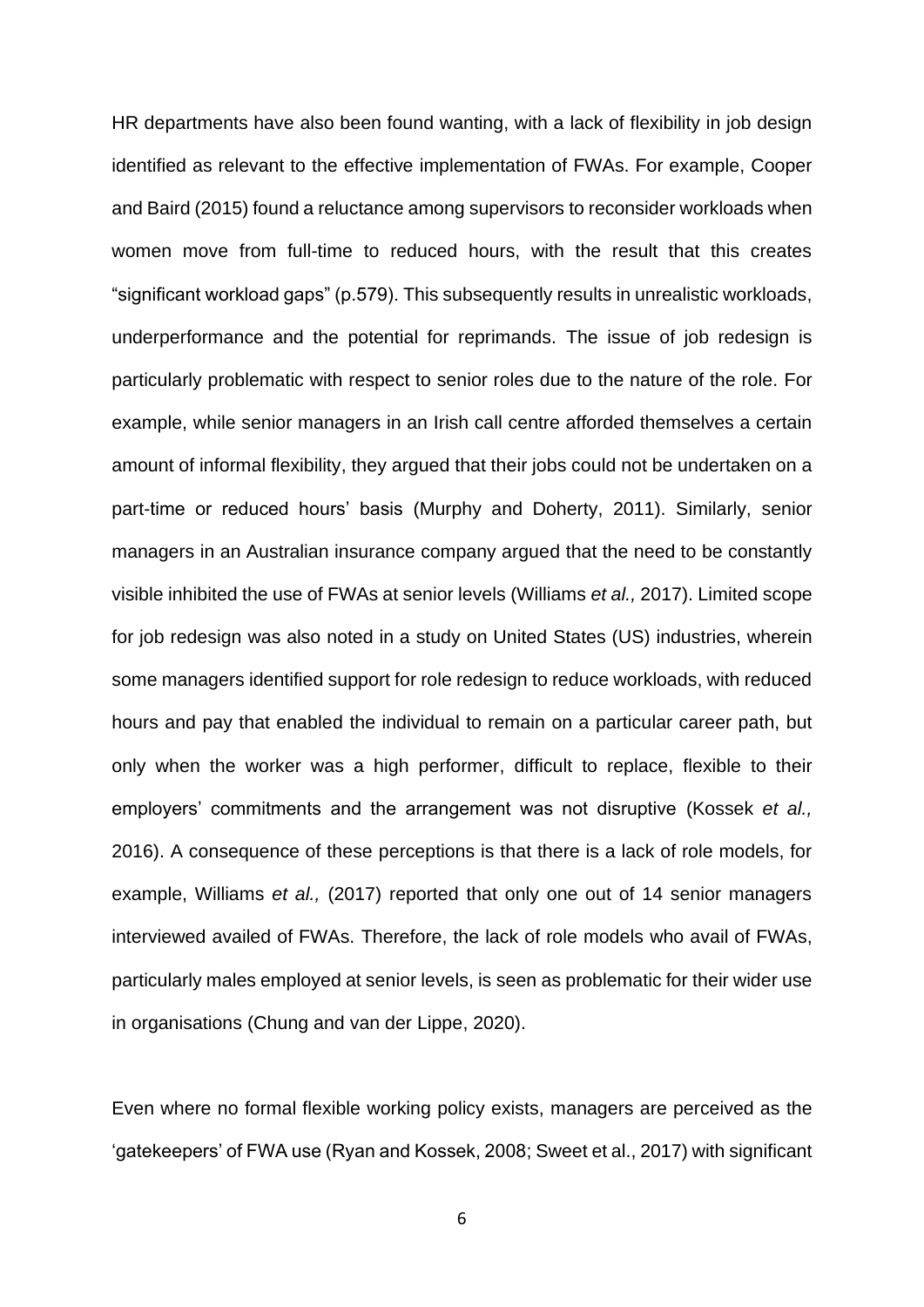HR departments have also been found wanting, with a lack of flexibility in job design identified as relevant to the effective implementation of FWAs. For example, Cooper and Baird (2015) found a reluctance among supervisors to reconsider workloads when women move from full-time to reduced hours, with the result that this creates "significant workload gaps" (p.579). This subsequently results in unrealistic workloads, underperformance and the potential for reprimands. The issue of job redesign is particularly problematic with respect to senior roles due to the nature of the role. For example, while senior managers in an Irish call centre afforded themselves a certain amount of informal flexibility, they argued that their jobs could not be undertaken on a part-time or reduced hours' basis (Murphy and Doherty, 2011). Similarly, senior managers in an Australian insurance company argued that the need to be constantly visible inhibited the use of FWAs at senior levels (Williams *et al.,* 2017). Limited scope for job redesign was also noted in a study on United States (US) industries, wherein some managers identified support for role redesign to reduce workloads, with reduced hours and pay that enabled the individual to remain on a particular career path, but only when the worker was a high performer, difficult to replace, flexible to their employers' commitments and the arrangement was not disruptive (Kossek *et al.,* 2016). A consequence of these perceptions is that there is a lack of role models, for example, Williams *et al.,* (2017) reported that only one out of 14 senior managers interviewed availed of FWAs. Therefore, the lack of role models who avail of FWAs, particularly males employed at senior levels, is seen as problematic for their wider use in organisations (Chung and van der Lippe, 2020).

Even where no formal flexible working policy exists, managers are perceived as the 'gatekeepers' of FWA use (Ryan and Kossek, 2008; Sweet et al., 2017) with significant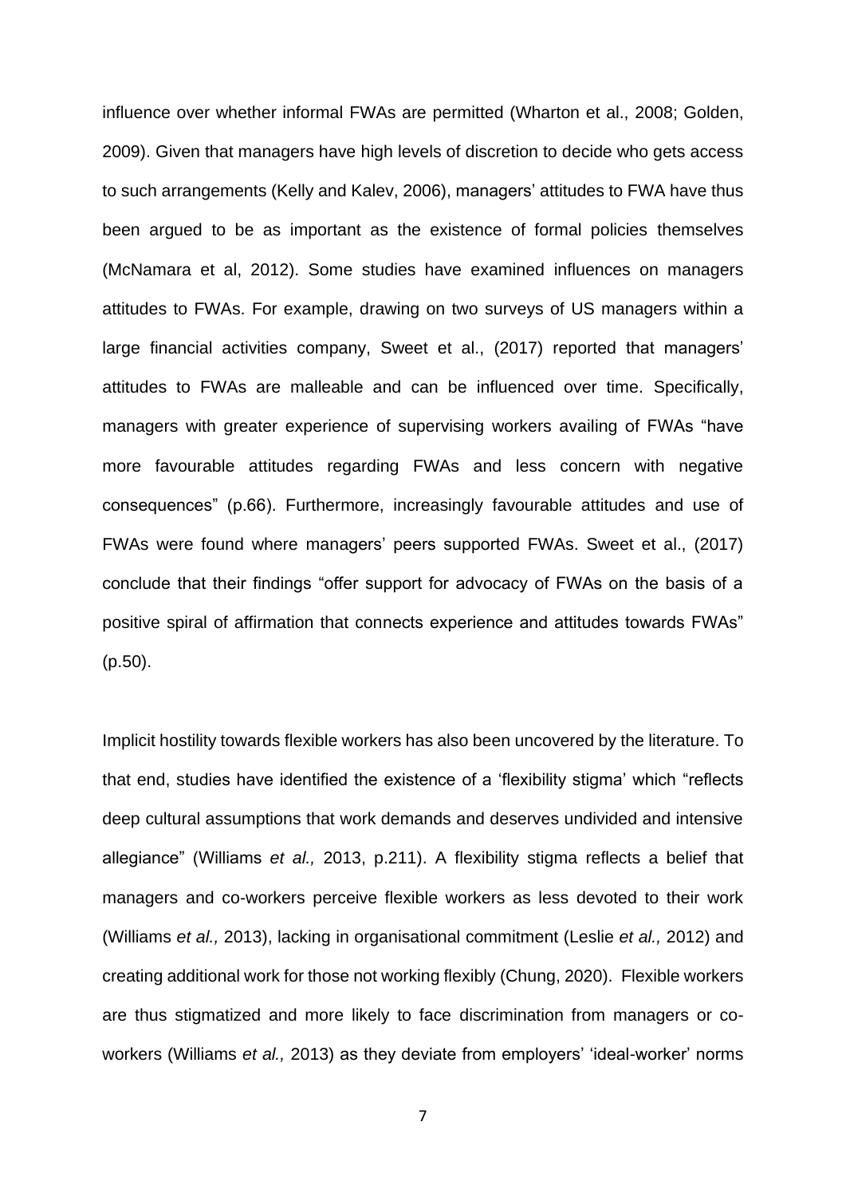influence over whether informal FWAs are permitted (Wharton et al., 2008; Golden, 2009). Given that managers have high levels of discretion to decide who gets access to such arrangements (Kelly and Kalev, 2006), managers' attitudes to FWA have thus been argued to be as important as the existence of formal policies themselves (McNamara et al, 2012). Some studies have examined influences on managers attitudes to FWAs. For example, drawing on two surveys of US managers within a large financial activities company, Sweet et al., (2017) reported that managers' attitudes to FWAs are malleable and can be influenced over time. Specifically, managers with greater experience of supervising workers availing of FWAs "have more favourable attitudes regarding FWAs and less concern with negative consequences" (p.66). Furthermore, increasingly favourable attitudes and use of FWAs were found where managers' peers supported FWAs. Sweet et al., (2017) conclude that their findings "offer support for advocacy of FWAs on the basis of a positive spiral of affirmation that connects experience and attitudes towards FWAs" (p.50).

Implicit hostility towards flexible workers has also been uncovered by the literature. To that end, studies have identified the existence of a 'flexibility stigma' which "reflects deep cultural assumptions that work demands and deserves undivided and intensive allegiance" (Williams *et al.,* 2013, p.211). A flexibility stigma reflects a belief that managers and co-workers perceive flexible workers as less devoted to their work (Williams *et al.,* 2013), lacking in organisational commitment (Leslie *et al.,* 2012) and creating additional work for those not working flexibly (Chung, 2020). Flexible workers are thus stigmatized and more likely to face discrimination from managers or co-workers (Williams *et al.,* 2013) as they deviate from employers' 'ideal-worker' norms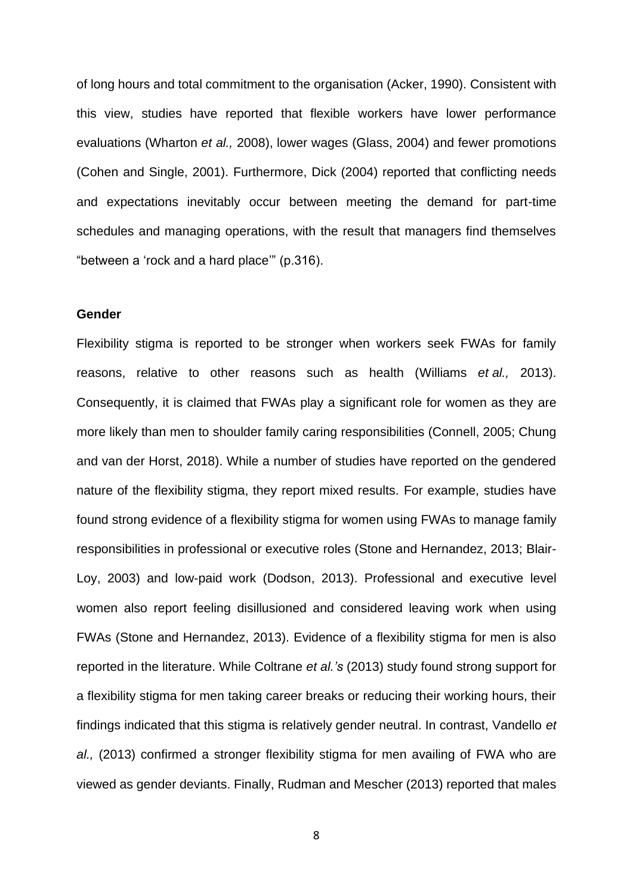of long hours and total commitment to the organisation (Acker, 1990). Consistent with this view, studies have reported that flexible workers have lower performance evaluations (Wharton *et al.,* 2008), lower wages (Glass, 2004) and fewer promotions (Cohen and Single, 2001). Furthermore, Dick (2004) reported that conflicting needs and expectations inevitably occur between meeting the demand for part-time schedules and managing operations, with the result that managers find themselves "between a 'rock and a hard place'" (p.316).

### Gender

Flexibility stigma is reported to be stronger when workers seek FWAs for family reasons, relative to other reasons such as health (Williams *et al.,* 2013). Consequently, it is claimed that FWAs play a significant role for women as they are more likely than men to shoulder family caring responsibilities (Connell, 2005; Chung and van der Horst, 2018). While a number of studies have reported on the gendered nature of the flexibility stigma, they report mixed results. For example, studies have found strong evidence of a flexibility stigma for women using FWAs to manage family responsibilities in professional or executive roles (Stone and Hernandez, 2013; Blair-Loy, 2003) and low-paid work (Dodson, 2013). Professional and executive level women also report feeling disillusioned and considered leaving work when using FWAs (Stone and Hernandez, 2013). Evidence of a flexibility stigma for men is also reported in the literature. While Coltrane *et al.'s* (2013) study found strong support for a flexibility stigma for men taking career breaks or reducing their working hours, their findings indicated that this stigma is relatively gender neutral. In contrast, Vandello *et al.,* (2013) confirmed a stronger flexibility stigma for men availing of FWA who are viewed as gender deviants. Finally, Rudman and Mescher (2013) reported that males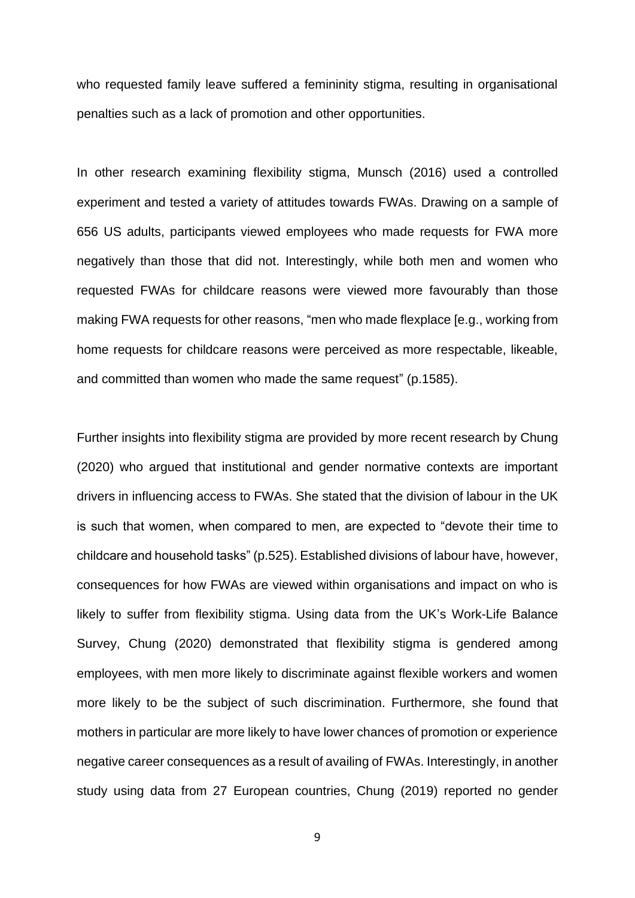who requested family leave suffered a femininity stigma, resulting in organisational penalties such as a lack of promotion and other opportunities.

In other research examining flexibility stigma, Munsch (2016) used a controlled experiment and tested a variety of attitudes towards FWAs. Drawing on a sample of 656 US adults, participants viewed employees who made requests for FWA more negatively than those that did not. Interestingly, while both men and women who requested FWAs for childcare reasons were viewed more favourably than those making FWA requests for other reasons, "men who made flexplace [e.g., working from home requests for childcare reasons were perceived as more respectable, likeable, and committed than women who made the same request" (p.1585).

Further insights into flexibility stigma are provided by more recent research by Chung (2020) who argued that institutional and gender normative contexts are important drivers in influencing access to FWAs. She stated that the division of labour in the UK is such that women, when compared to men, are expected to "devote their time to childcare and household tasks" (p.525). Established divisions of labour have, however, consequences for how FWAs are viewed within organisations and impact on who is likely to suffer from flexibility stigma. Using data from the UK's Work-Life Balance Survey, Chung (2020) demonstrated that flexibility stigma is gendered among employees, with men more likely to discriminate against flexible workers and women more likely to be the subject of such discrimination. Furthermore, she found that mothers in particular are more likely to have lower chances of promotion or experience negative career consequences as a result of availing of FWAs. Interestingly, in another study using data from 27 European countries, Chung (2019) reported no gender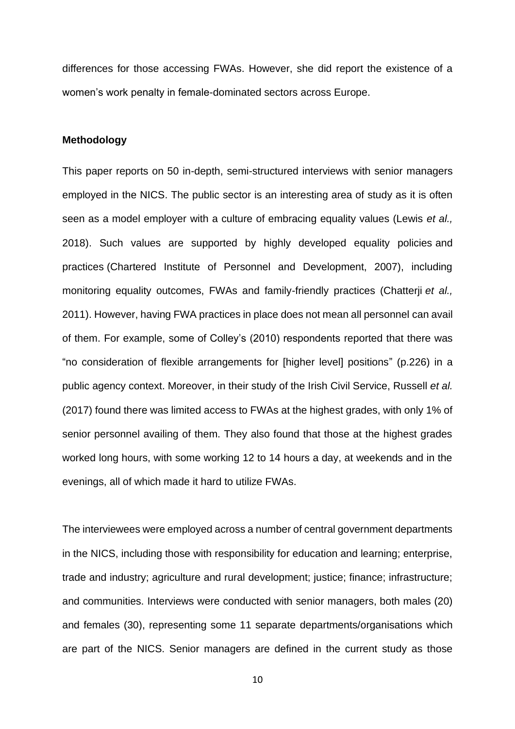differences for those accessing FWAs. However, she did report the existence of a women's work penalty in female-dominated sectors across Europe.

**Methodology**

This paper reports on 50 in-depth, semi-structured interviews with senior managers employed in the NICS. The public sector is an interesting area of study as it is often seen as a model employer with a culture of embracing equality values (Lewis *et al.,* 2018). Such values are supported by highly developed equality policies and practices (Chartered Institute of Personnel and Development, 2007), including monitoring equality outcomes, FWAs and family-friendly practices (Chatterji *et al.,* 2011). However, having FWA practices in place does not mean all personnel can avail of them. For example, some of Colley's (2010) respondents reported that there was "no consideration of flexible arrangements for [higher level] positions" (p.226) in a public agency context. Moreover, in their study of the Irish Civil Service, Russell *et al.* (2017) found there was limited access to FWAs at the highest grades, with only 1% of senior personnel availing of them. They also found that those at the highest grades worked long hours, with some working 12 to 14 hours a day, at weekends and in the evenings, all of which made it hard to utilize FWAs.

The interviewees were employed across a number of central government departments in the NICS, including those with responsibility for education and learning; enterprise, trade and industry; agriculture and rural development; justice; finance; infrastructure; and communities. Interviews were conducted with senior managers, both males (20) and females (30), representing some 11 separate departments/organisations which are part of the NICS. Senior managers are defined in the current study as those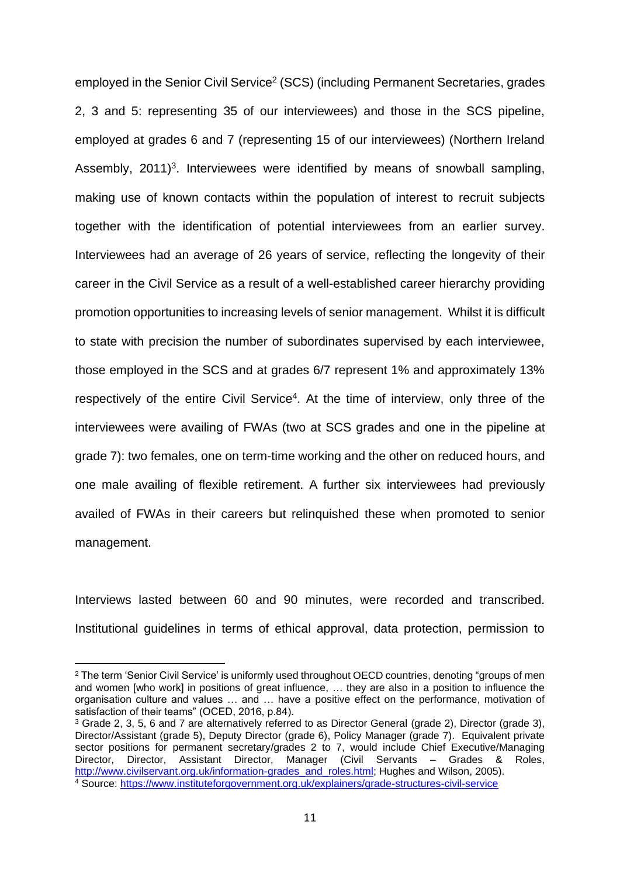employed in the Senior Civil Service[2] (SCS) (including Permanent Secretaries, grades 2, 3 and 5: representing 35 of our interviewees) and those in the SCS pipeline, employed at grades 6 and 7 (representing 15 of our interviewees) (Northern Ireland Assembly, 2011)[3]. Interviewees were identified by means of snowball sampling, making use of known contacts within the population of interest to recruit subjects together with the identification of potential interviewees from an earlier survey. Interviewees had an average of 26 years of service, reflecting the longevity of their career in the Civil Service as a result of a well-established career hierarchy providing promotion opportunities to increasing levels of senior management. Whilst it is difficult to state with precision the number of subordinates supervised by each interviewee, those employed in the SCS and at grades 6/7 represent 1% and approximately 13% respectively of the entire Civil Service[4]. At the time of interview, only three of the interviewees were availing of FWAs (two at SCS grades and one in the pipeline at grade 7): two females, one on term-time working and the other on reduced hours, and one male availing of flexible retirement. A further six interviewees had previously availed of FWAs in their careers but relinquished these when promoted to senior management.

Interviews lasted between 60 and 90 minutes, were recorded and transcribed. Institutional guidelines in terms of ethical approval, data protection, permission to

---

[2] The term 'Senior Civil Service' is uniformly used throughout OECD countries, denoting "groups of men and women [who work] in positions of great influence, … they are also in a position to influence the organisation culture and values … and … have a positive effect on the performance, motivation of satisfaction of their teams" (OCED, 2016, p.84).

[3] Grade 2, 3, 5, 6 and 7 are alternatively referred to as Director General (grade 2), Director (grade 3), Director/Assistant (grade 5), Deputy Director (grade 6), Policy Manager (grade 7). Equivalent private sector positions for permanent secretary/grades 2 to 7, would include Chief Executive/Managing Director, Director, Assistant Director, Manager (Civil Servants – Grades & Roles, http://www.civilservant.org.uk/information-grades_and_roles.html; Hughes and Wilson, 2005).

[4] Source: https://www.instituteforgovernment.org.uk/explainers/grade-structures-civil-service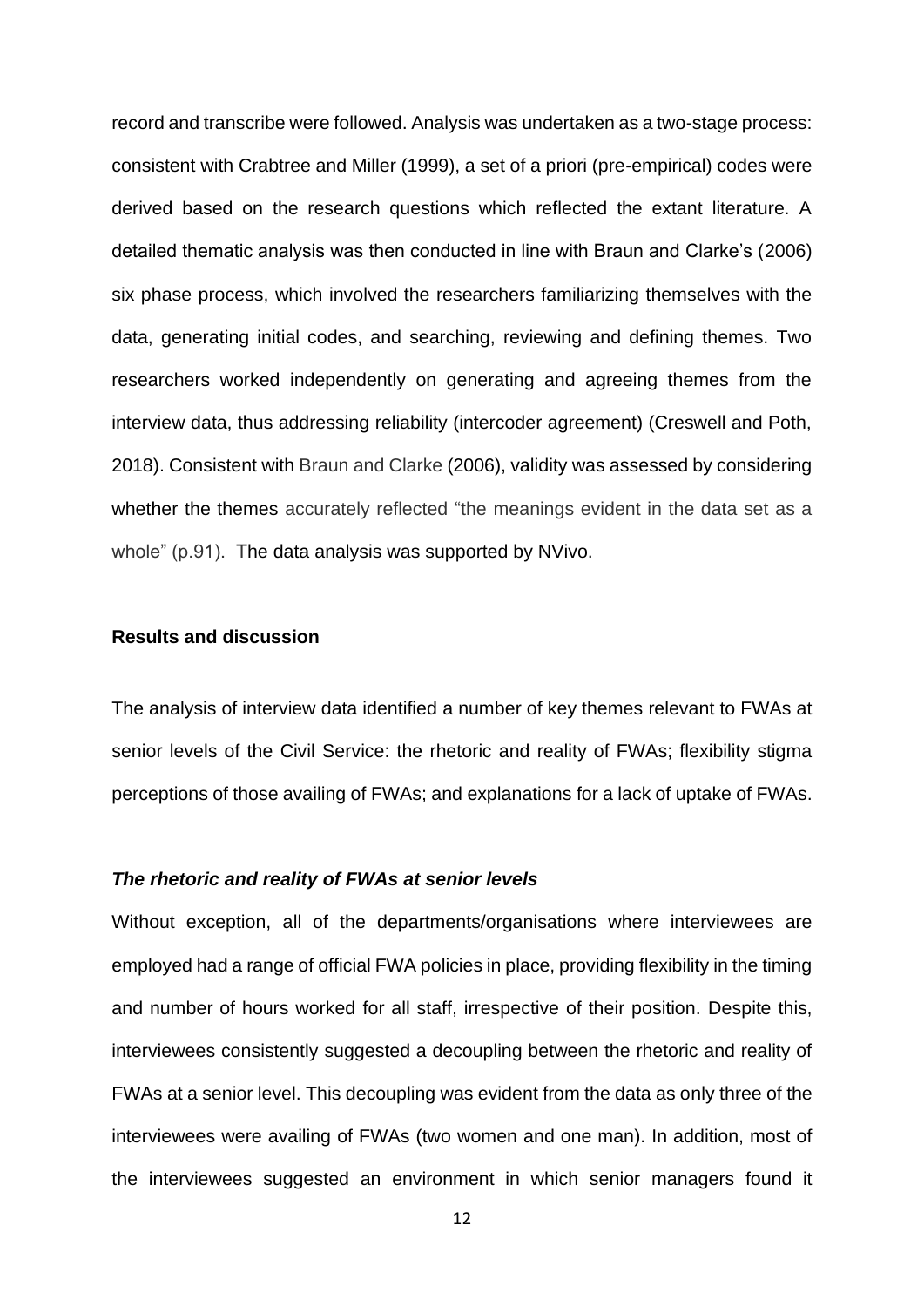record and transcribe were followed. Analysis was undertaken as a two-stage process: consistent with Crabtree and Miller (1999), a set of a priori (pre-empirical) codes were derived based on the research questions which reflected the extant literature. A detailed thematic analysis was then conducted in line with Braun and Clarke's (2006) six phase process, which involved the researchers familiarizing themselves with the data, generating initial codes, and searching, reviewing and defining themes. Two researchers worked independently on generating and agreeing themes from the interview data, thus addressing reliability (intercoder agreement) (Creswell and Poth, 2018). Consistent with Braun and Clarke (2006), validity was assessed by considering whether the themes accurately reflected "the meanings evident in the data set as a whole" (p.91). The data analysis was supported by NVivo.

## Results and discussion

The analysis of interview data identified a number of key themes relevant to FWAs at senior levels of the Civil Service: the rhetoric and reality of FWAs; flexibility stigma perceptions of those availing of FWAs; and explanations for a lack of uptake of FWAs.

### *The rhetoric and reality of FWAs at senior levels*

Without exception, all of the departments/organisations where interviewees are employed had a range of official FWA policies in place, providing flexibility in the timing and number of hours worked for all staff, irrespective of their position. Despite this, interviewees consistently suggested a decoupling between the rhetoric and reality of FWAs at a senior level. This decoupling was evident from the data as only three of the interviewees were availing of FWAs (two women and one man). In addition, most of the interviewees suggested an environment in which senior managers found it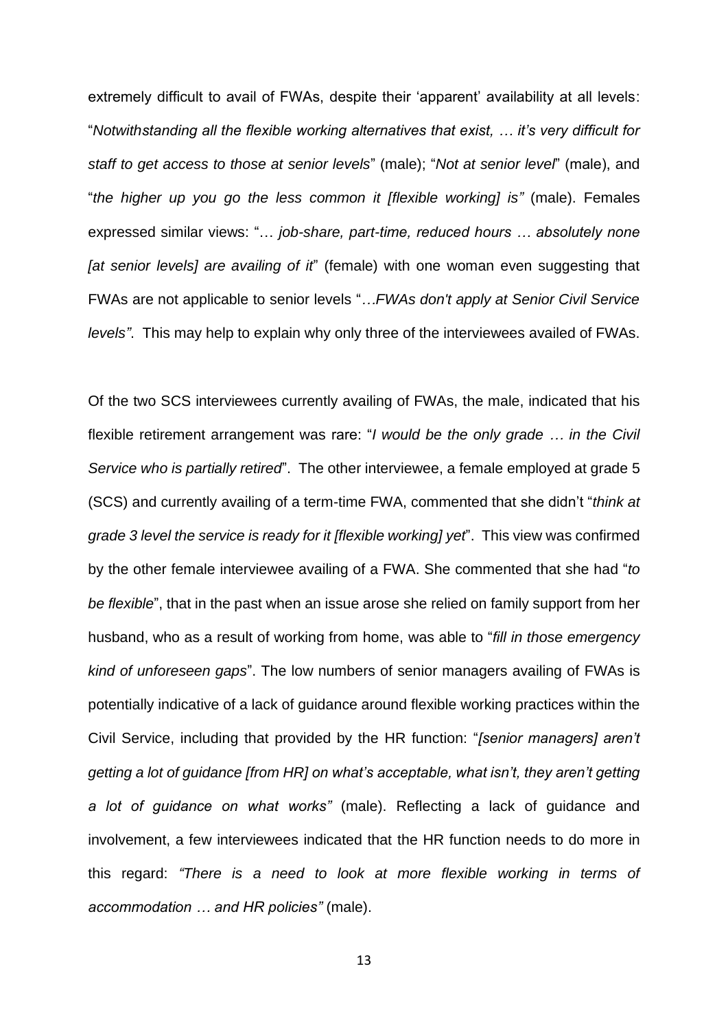extremely difficult to avail of FWAs, despite their 'apparent' availability at all levels: "*Notwithstanding all the flexible working alternatives that exist, … it's very difficult for staff to get access to those at senior levels*" (male); "*Not at senior level*" (male), and "*the higher up you go the less common it [flexible working] is"* (male). Females expressed similar views: "… *job-share, part-time, reduced hours … absolutely none [at senior levels] are availing of it*" (female) with one woman even suggesting that FWAs are not applicable to senior levels "*…FWAs don't apply at Senior Civil Service levels"*. This may help to explain why only three of the interviewees availed of FWAs.

Of the two SCS interviewees currently availing of FWAs, the male, indicated that his flexible retirement arrangement was rare: "*I would be the only grade … in the Civil Service who is partially retired*". The other interviewee, a female employed at grade 5 (SCS) and currently availing of a term-time FWA, commented that she didn't "*think at grade 3 level the service is ready for it [flexible working] yet*". This view was confirmed by the other female interviewee availing of a FWA. She commented that she had "*to be flexible*", that in the past when an issue arose she relied on family support from her husband, who as a result of working from home, was able to "*fill in those emergency kind of unforeseen gaps*". The low numbers of senior managers availing of FWAs is potentially indicative of a lack of guidance around flexible working practices within the Civil Service, including that provided by the HR function: "*[senior managers] aren't getting a lot of guidance [from HR] on what's acceptable, what isn't, they aren't getting a lot of guidance on what works"* (male). Reflecting a lack of guidance and involvement, a few interviewees indicated that the HR function needs to do more in this regard: *"There is a need to look at more flexible working in terms of accommodation … and HR policies"* (male).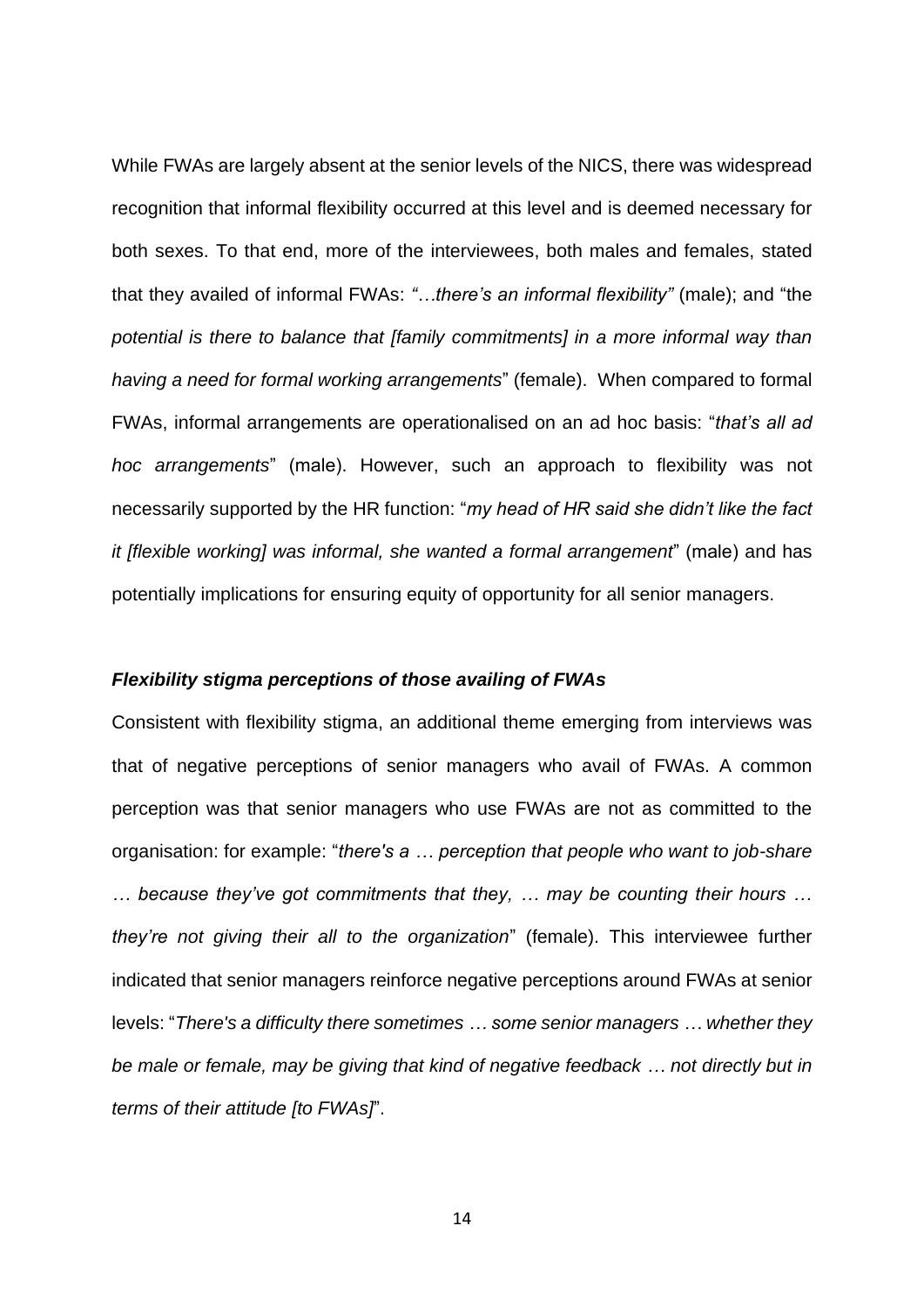While FWAs are largely absent at the senior levels of the NICS, there was widespread recognition that informal flexibility occurred at this level and is deemed necessary for both sexes. To that end, more of the interviewees, both males and females, stated that they availed of informal FWAs: *"…there's an informal flexibility"* (male); and "the *potential is there to balance that [family commitments] in a more informal way than having a need for formal working arrangements*" (female). When compared to formal FWAs, informal arrangements are operationalised on an ad hoc basis: "*that's all ad hoc arrangements*" (male). However, such an approach to flexibility was not necessarily supported by the HR function: "*my head of HR said she didn't like the fact it [flexible working] was informal, she wanted a formal arrangement*" (male) and has potentially implications for ensuring equity of opportunity for all senior managers.

### *Flexibility stigma perceptions of those availing of FWAs*

Consistent with flexibility stigma, an additional theme emerging from interviews was that of negative perceptions of senior managers who avail of FWAs. A common perception was that senior managers who use FWAs are not as committed to the organisation: for example: "*there's a … perception that people who want to job-share … because they've got commitments that they, … may be counting their hours … they're not giving their all to the organization*" (female). This interviewee further indicated that senior managers reinforce negative perceptions around FWAs at senior levels: "*There's a difficulty there sometimes … some senior managers … whether they be male or female, may be giving that kind of negative feedback … not directly but in terms of their attitude [to FWAs]*".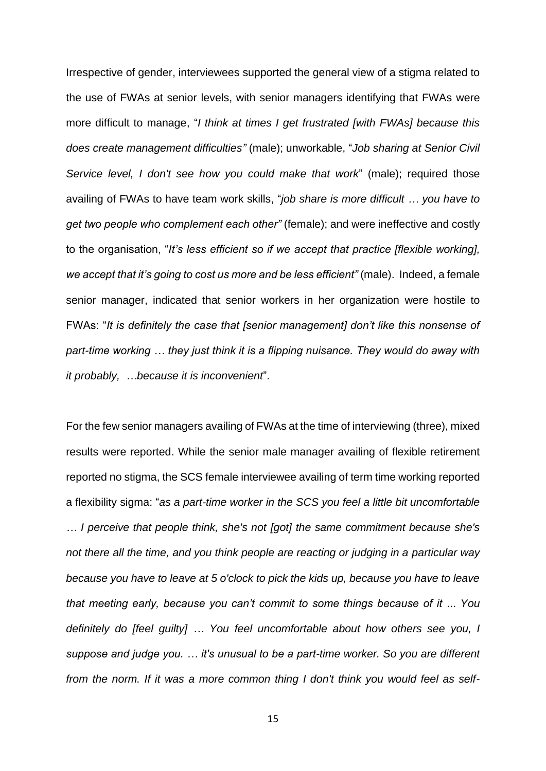Irrespective of gender, interviewees supported the general view of a stigma related to the use of FWAs at senior levels, with senior managers identifying that FWAs were more difficult to manage, "*I think at times I get frustrated [with FWAs] because this does create management difficulties"* (male); unworkable, "*Job sharing at Senior Civil Service level, I don't see how you could make that work*" (male); required those availing of FWAs to have team work skills, "*job share is more difficult … you have to get two people who complement each other"* (female); and were ineffective and costly to the organisation, "*It's less efficient so if we accept that practice [flexible working], we accept that it's going to cost us more and be less efficient"* (male). Indeed, a female senior manager, indicated that senior workers in her organization were hostile to FWAs: "*It is definitely the case that [senior management] don't like this nonsense of part-time working … they just think it is a flipping nuisance. They would do away with it probably, …because it is inconvenient*".

For the few senior managers availing of FWAs at the time of interviewing (three), mixed results were reported. While the senior male manager availing of flexible retirement reported no stigma, the SCS female interviewee availing of term time working reported a flexibility sigma: "*as a part-time worker in the SCS you feel a little bit uncomfortable … I perceive that people think, she's not [got] the same commitment because she's not there all the time, and you think people are reacting or judging in a particular way because you have to leave at 5 o'clock to pick the kids up, because you have to leave that meeting early, because you can't commit to some things because of it ... You definitely do [feel guilty] … You feel uncomfortable about how others see you, I suppose and judge you. … it's unusual to be a part-time worker. So you are different from the norm. If it was a more common thing I don't think you would feel as self-*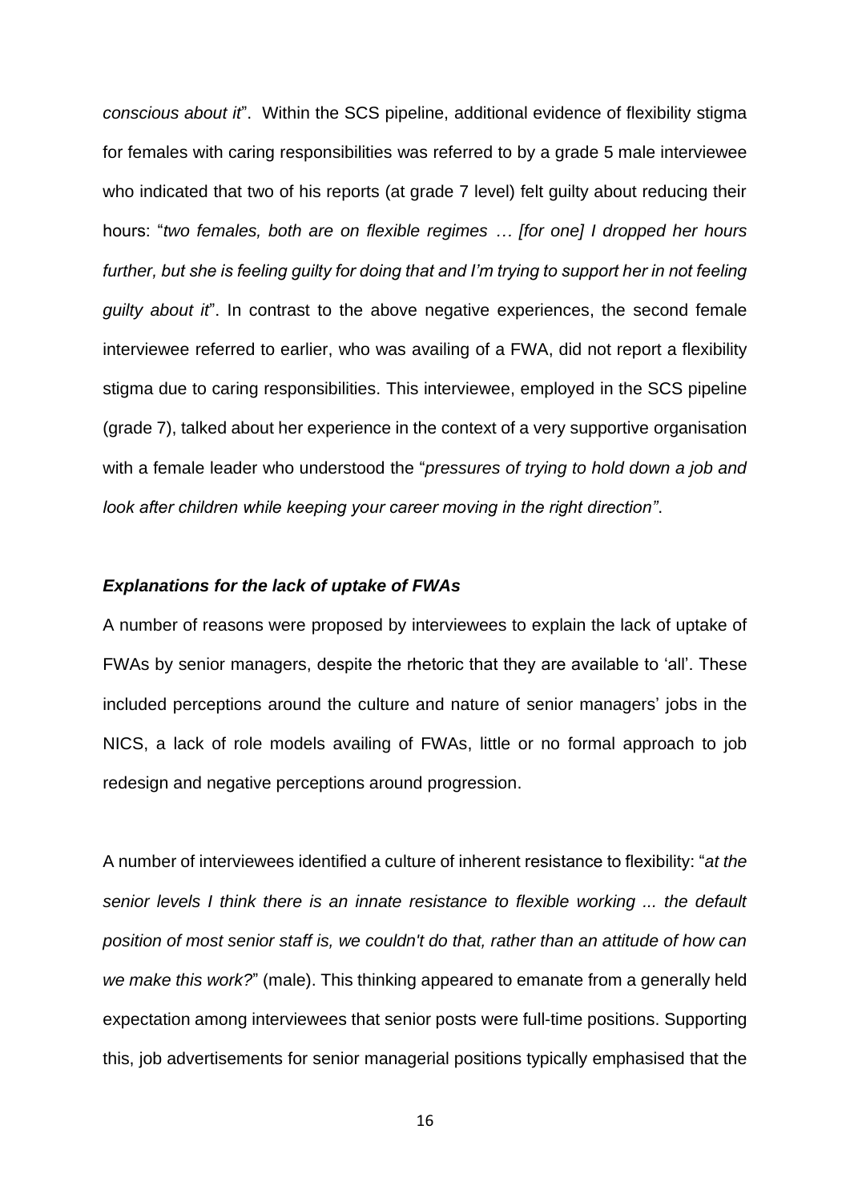*conscious about it*". Within the SCS pipeline, additional evidence of flexibility stigma for females with caring responsibilities was referred to by a grade 5 male interviewee who indicated that two of his reports (at grade 7 level) felt guilty about reducing their hours: "*two females, both are on flexible regimes … [for one] I dropped her hours further, but she is feeling guilty for doing that and I'm trying to support her in not feeling guilty about it*". In contrast to the above negative experiences, the second female interviewee referred to earlier, who was availing of a FWA, did not report a flexibility stigma due to caring responsibilities. This interviewee, employed in the SCS pipeline (grade 7), talked about her experience in the context of a very supportive organisation with a female leader who understood the "*pressures of trying to hold down a job and look after children while keeping your career moving in the right direction"*.

***Explanations for the lack of uptake of FWAs***

A number of reasons were proposed by interviewees to explain the lack of uptake of FWAs by senior managers, despite the rhetoric that they are available to 'all'. These included perceptions around the culture and nature of senior managers' jobs in the NICS, a lack of role models availing of FWAs, little or no formal approach to job redesign and negative perceptions around progression.

A number of interviewees identified a culture of inherent resistance to flexibility: "*at the senior levels I think there is an innate resistance to flexible working ... the default position of most senior staff is, we couldn't do that, rather than an attitude of how can we make this work?*" (male). This thinking appeared to emanate from a generally held expectation among interviewees that senior posts were full-time positions. Supporting this, job advertisements for senior managerial positions typically emphasised that the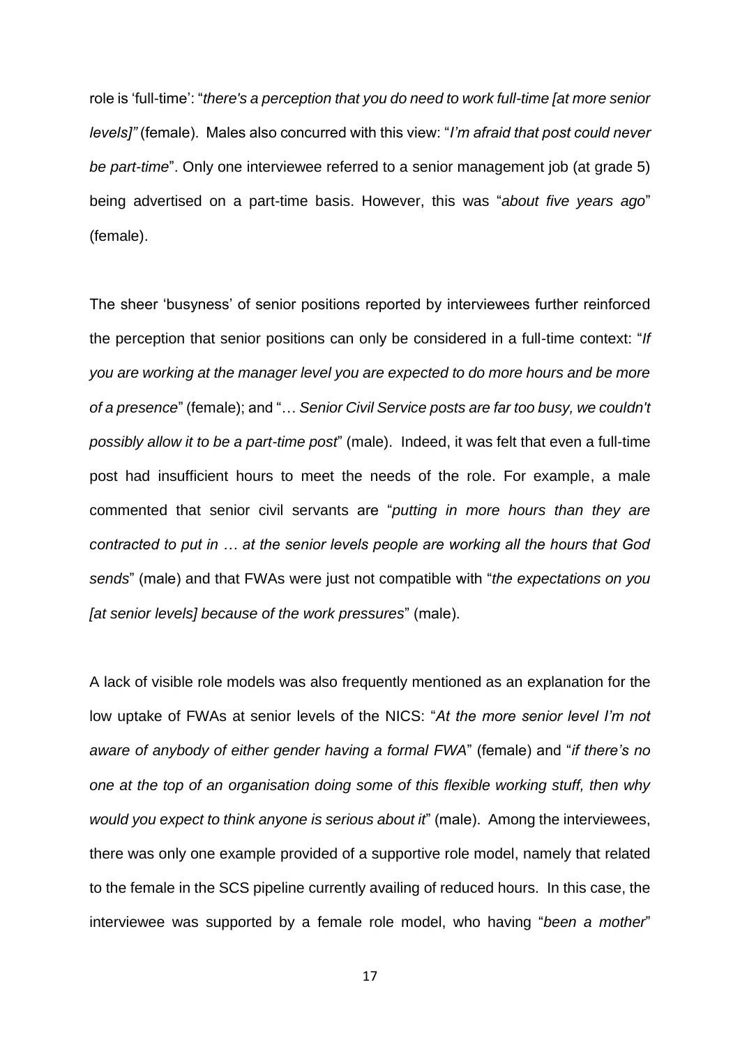role is 'full-time': "*there's a perception that you do need to work full-time [at more senior levels]"* (female). Males also concurred with this view: "*I'm afraid that post could never be part-time*". Only one interviewee referred to a senior management job (at grade 5) being advertised on a part-time basis. However, this was "*about five years ago*" (female).

The sheer 'busyness' of senior positions reported by interviewees further reinforced the perception that senior positions can only be considered in a full-time context: "*If you are working at the manager level you are expected to do more hours and be more of a presence*" (female); and "*… Senior Civil Service posts are far too busy, we couldn't possibly allow it to be a part-time post*" (male). Indeed, it was felt that even a full-time post had insufficient hours to meet the needs of the role. For example, a male commented that senior civil servants are "*putting in more hours than they are contracted to put in … at the senior levels people are working all the hours that God sends*" (male) and that FWAs were just not compatible with "*the expectations on you [at senior levels] because of the work pressures*" (male).

A lack of visible role models was also frequently mentioned as an explanation for the low uptake of FWAs at senior levels of the NICS: "*At the more senior level I'm not aware of anybody of either gender having a formal FWA*" (female) and "*if there's no one at the top of an organisation doing some of this flexible working stuff, then why would you expect to think anyone is serious about it*" (male). Among the interviewees, there was only one example provided of a supportive role model, namely that related to the female in the SCS pipeline currently availing of reduced hours. In this case, the interviewee was supported by a female role model, who having "*been a mother*"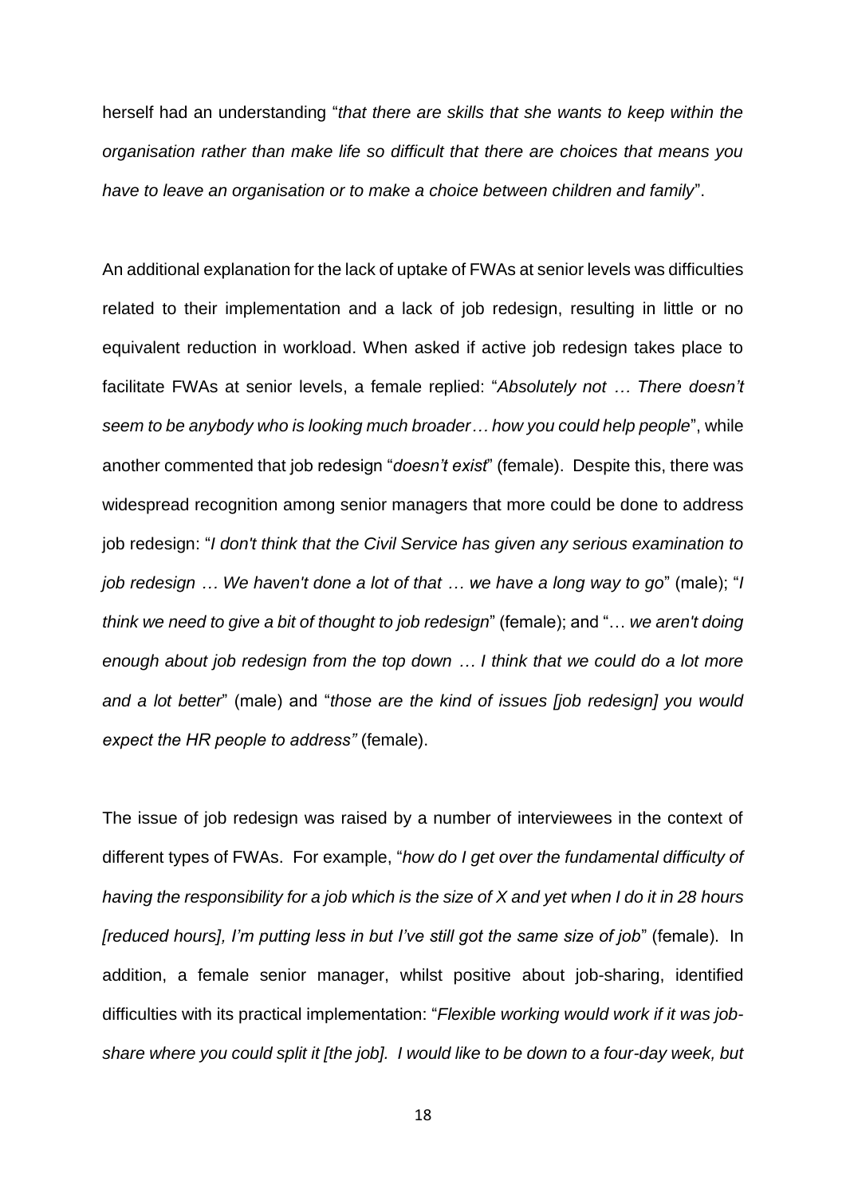herself had an understanding "*that there are skills that she wants to keep within the organisation rather than make life so difficult that there are choices that means you have to leave an organisation or to make a choice between children and family*".

An additional explanation for the lack of uptake of FWAs at senior levels was difficulties related to their implementation and a lack of job redesign, resulting in little or no equivalent reduction in workload. When asked if active job redesign takes place to facilitate FWAs at senior levels, a female replied: "*Absolutely not … There doesn't seem to be anybody who is looking much broader… how you could help people*", while another commented that job redesign "*doesn't exist*" (female). Despite this, there was widespread recognition among senior managers that more could be done to address job redesign: "*I don't think that the Civil Service has given any serious examination to job redesign … We haven't done a lot of that … we have a long way to go*" (male); "*I think we need to give a bit of thought to job redesign*" (female); and "… *we aren't doing enough about job redesign from the top down … I think that we could do a lot more and a lot better*" (male) and "*those are the kind of issues [job redesign] you would expect the HR people to address"* (female).

The issue of job redesign was raised by a number of interviewees in the context of different types of FWAs. For example, "*how do I get over the fundamental difficulty of having the responsibility for a job which is the size of X and yet when I do it in 28 hours [reduced hours], I'm putting less in but I've still got the same size of job*" (female). In addition, a female senior manager, whilst positive about job-sharing, identified difficulties with its practical implementation: "*Flexible working would work if it was job-share where you could split it [the job]. I would like to be down to a four-day week, but*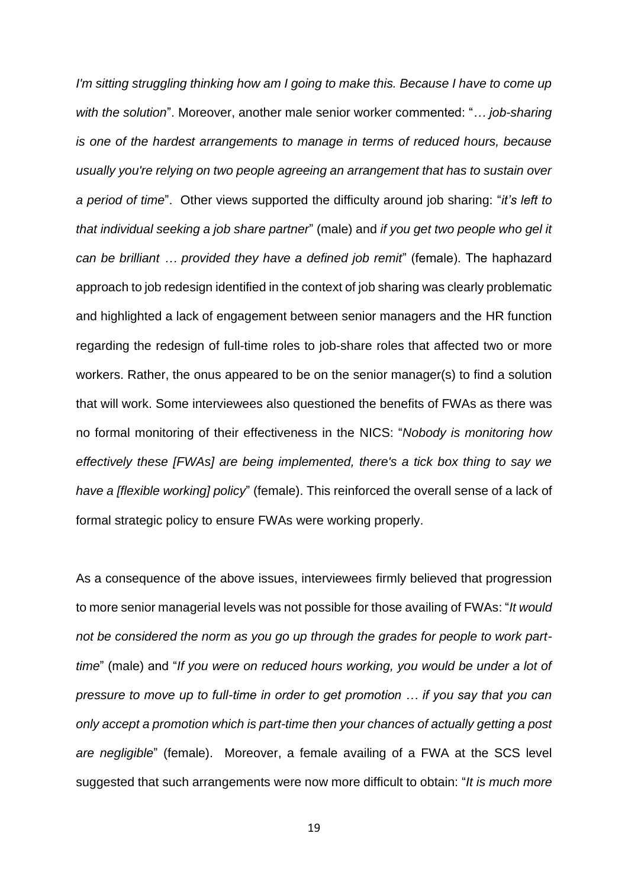*I'm sitting struggling thinking how am I going to make this. Because I have to come up with the solution*". Moreover, another male senior worker commented: "*… job-sharing is one of the hardest arrangements to manage in terms of reduced hours, because usually you're relying on two people agreeing an arrangement that has to sustain over a period of time*". Other views supported the difficulty around job sharing: "*it's left to that individual seeking a job share partner*" (male) and *if you get two people who gel it can be brilliant … provided they have a defined job remit*" (female). The haphazard approach to job redesign identified in the context of job sharing was clearly problematic and highlighted a lack of engagement between senior managers and the HR function regarding the redesign of full-time roles to job-share roles that affected two or more workers. Rather, the onus appeared to be on the senior manager(s) to find a solution that will work. Some interviewees also questioned the benefits of FWAs as there was no formal monitoring of their effectiveness in the NICS: "*Nobody is monitoring how effectively these [FWAs] are being implemented, there's a tick box thing to say we have a [flexible working] policy*" (female). This reinforced the overall sense of a lack of formal strategic policy to ensure FWAs were working properly.

As a consequence of the above issues, interviewees firmly believed that progression to more senior managerial levels was not possible for those availing of FWAs: "*It would not be considered the norm as you go up through the grades for people to work part-time*" (male) and "*If you were on reduced hours working, you would be under a lot of pressure to move up to full-time in order to get promotion … if you say that you can only accept a promotion which is part-time then your chances of actually getting a post are negligible*" (female). Moreover, a female availing of a FWA at the SCS level suggested that such arrangements were now more difficult to obtain: "*It is much more*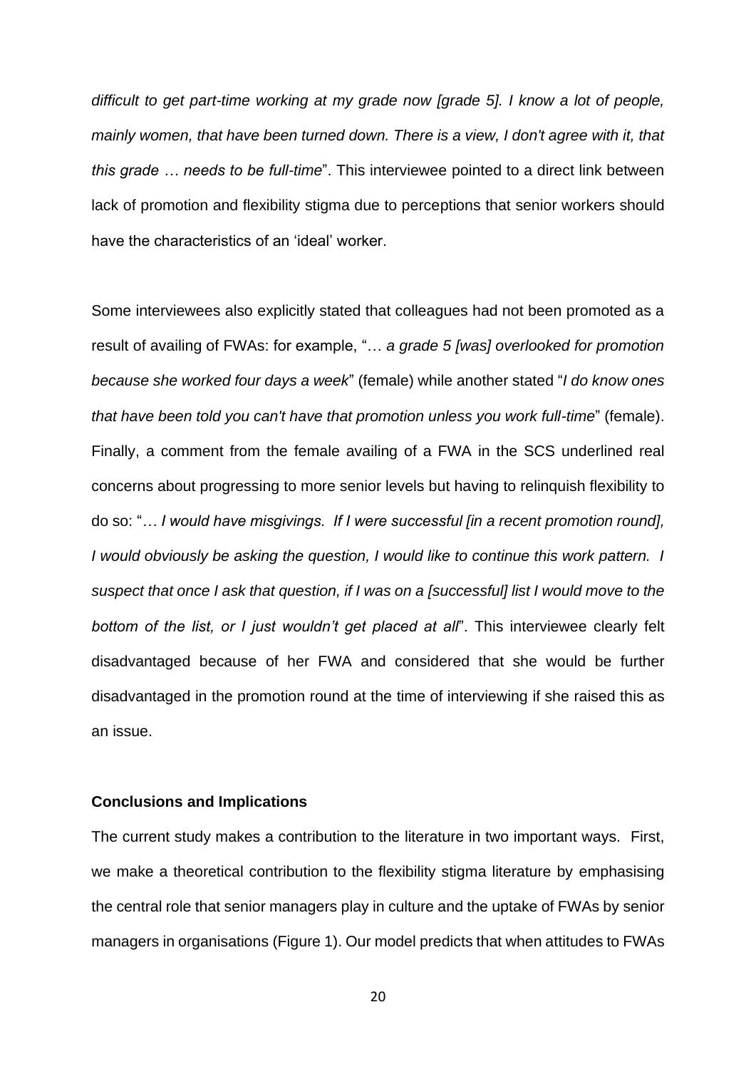*difficult to get part-time working at my grade now [grade 5]. I know a lot of people, mainly women, that have been turned down. There is a view, I don't agree with it, that this grade … needs to be full-time*". This interviewee pointed to a direct link between lack of promotion and flexibility stigma due to perceptions that senior workers should have the characteristics of an 'ideal' worker.

Some interviewees also explicitly stated that colleagues had not been promoted as a result of availing of FWAs: for example, "*… a grade 5 [was] overlooked for promotion because she worked four days a week*" (female) while another stated "*I do know ones that have been told you can't have that promotion unless you work full-time*" (female). Finally, a comment from the female availing of a FWA in the SCS underlined real concerns about progressing to more senior levels but having to relinquish flexibility to do so: "*… I would have misgivings. If I were successful [in a recent promotion round], I would obviously be asking the question, I would like to continue this work pattern. I suspect that once I ask that question, if I was on a [successful] list I would move to the bottom of the list, or I just wouldn't get placed at all*". This interviewee clearly felt disadvantaged because of her FWA and considered that she would be further disadvantaged in the promotion round at the time of interviewing if she raised this as an issue.

**Conclusions and Implications**

The current study makes a contribution to the literature in two important ways. First, we make a theoretical contribution to the flexibility stigma literature by emphasising the central role that senior managers play in culture and the uptake of FWAs by senior managers in organisations (Figure 1). Our model predicts that when attitudes to FWAs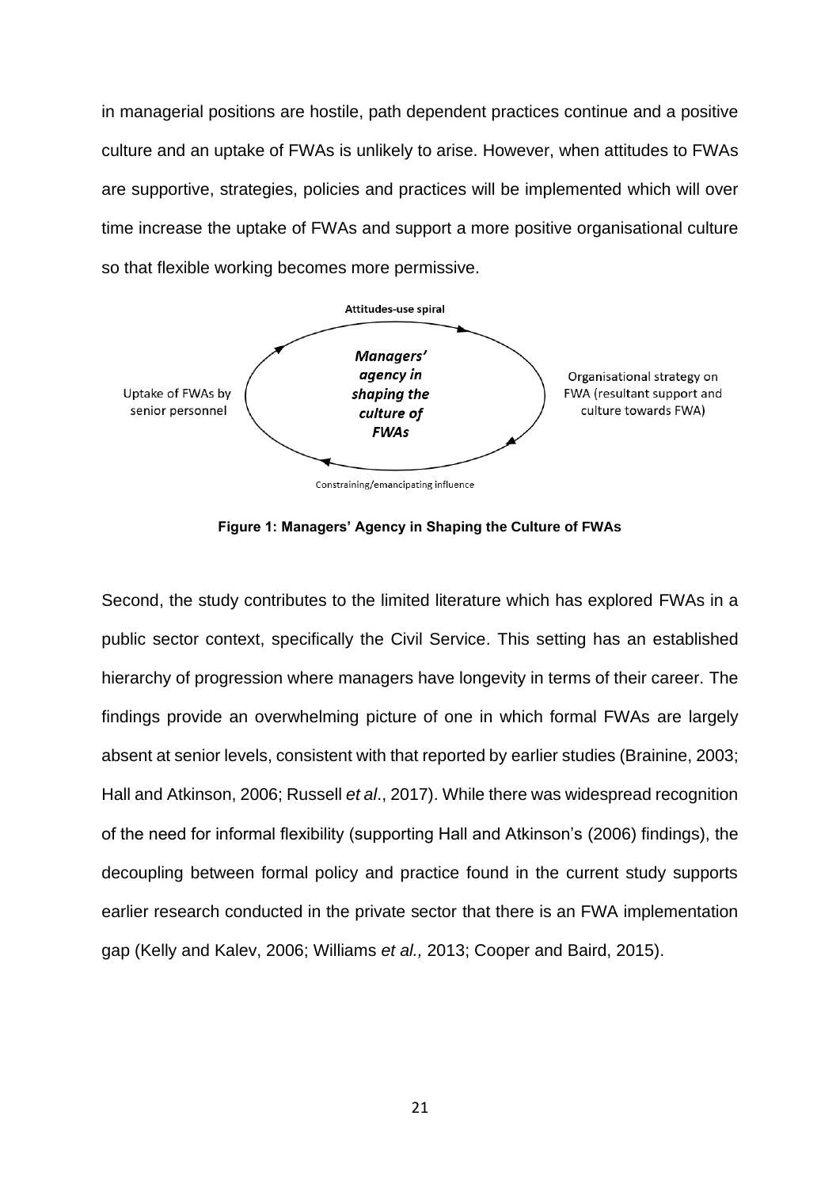in managerial positions are hostile, path dependent practices continue and a positive culture and an uptake of FWAs is unlikely to arise. However, when attitudes to FWAs are supportive, strategies, policies and practices will be implemented which will over time increase the uptake of FWAs and support a more positive organisational culture so that flexible working becomes more permissive.

Attitudes-use spiral

Uptake of FWAs by senior personnel

***Managers' agency in shaping the culture of FWAs***

Organisational strategy on FWA (resultant support and culture towards FWA)

Constraining/emancipating influence

**Figure 1: Managers' Agency in Shaping the Culture of FWAs**

Second, the study contributes to the limited literature which has explored FWAs in a public sector context, specifically the Civil Service. This setting has an established hierarchy of progression where managers have longevity in terms of their career. The findings provide an overwhelming picture of one in which formal FWAs are largely absent at senior levels, consistent with that reported by earlier studies (Brainine, 2003; Hall and Atkinson, 2006; Russell *et al*., 2017). While there was widespread recognition of the need for informal flexibility (supporting Hall and Atkinson's (2006) findings), the decoupling between formal policy and practice found in the current study supports earlier research conducted in the private sector that there is an FWA implementation gap (Kelly and Kalev, 2006; Williams *et al.,* 2013; Cooper and Baird, 2015).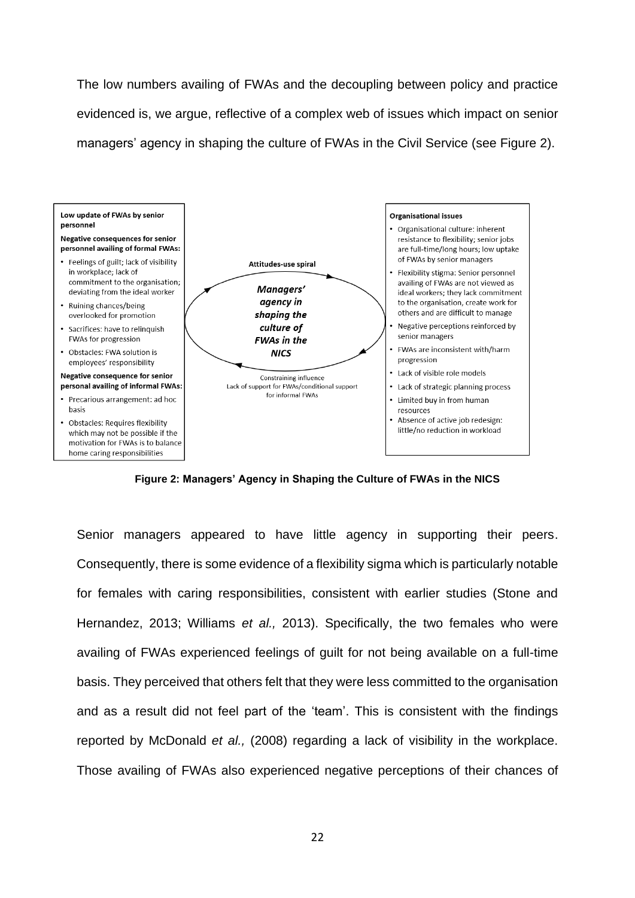The low numbers availing of FWAs and the decoupling between policy and practice evidenced is, we argue, reflective of a complex web of issues which impact on senior managers' agency in shaping the culture of FWAs in the Civil Service (see Figure 2).

**Low update of FWAs by senior personnel**

**Negative consequences for senior personnel availing of formal FWAs:**

- Feelings of guilt; lack of visibility in workplace; lack of commitment to the organisation; deviating from the ideal worker
- Ruining chances/being overlooked for promotion
- Sacrifices: have to relinquish FWAs for progression
- Obstacles: FWA solution is employees' responsibility

**Negative consequence for senior personal availing of informal FWAs:**

- Precarious arrangement: ad hoc basis
- Obstacles: Requires flexibility which may not be possible if the motivation for FWAs is to balance home caring responsibilities

Attitudes-use spiral

***Managers' agency in shaping the culture of FWAs in the NICS***

Constraining influence
Lack of support for FWAs/conditional support for informal FWAs

**Organisational issues**

- Organisational culture: inherent resistance to flexibility; senior jobs are full-time/long hours; low uptake of FWAs by senior managers
- Flexibility stigma: Senior personnel availing of FWAs are not viewed as ideal workers; they lack commitment to the organisation, create work for others and are difficult to manage
- Negative perceptions reinforced by senior managers
- FWAs are inconsistent with/harm progression
- Lack of visible role models
- Lack of strategic planning process
- Limited buy in from human resources
- Absence of active job redesign: little/no reduction in workload

**Figure 2: Managers' Agency in Shaping the Culture of FWAs in the NICS**

Senior managers appeared to have little agency in supporting their peers. Consequently, there is some evidence of a flexibility sigma which is particularly notable for females with caring responsibilities, consistent with earlier studies (Stone and Hernandez, 2013; Williams *et al.,* 2013). Specifically, the two females who were availing of FWAs experienced feelings of guilt for not being available on a full-time basis. They perceived that others felt that they were less committed to the organisation and as a result did not feel part of the 'team'. This is consistent with the findings reported by McDonald *et al.,* (2008) regarding a lack of visibility in the workplace. Those availing of FWAs also experienced negative perceptions of their chances of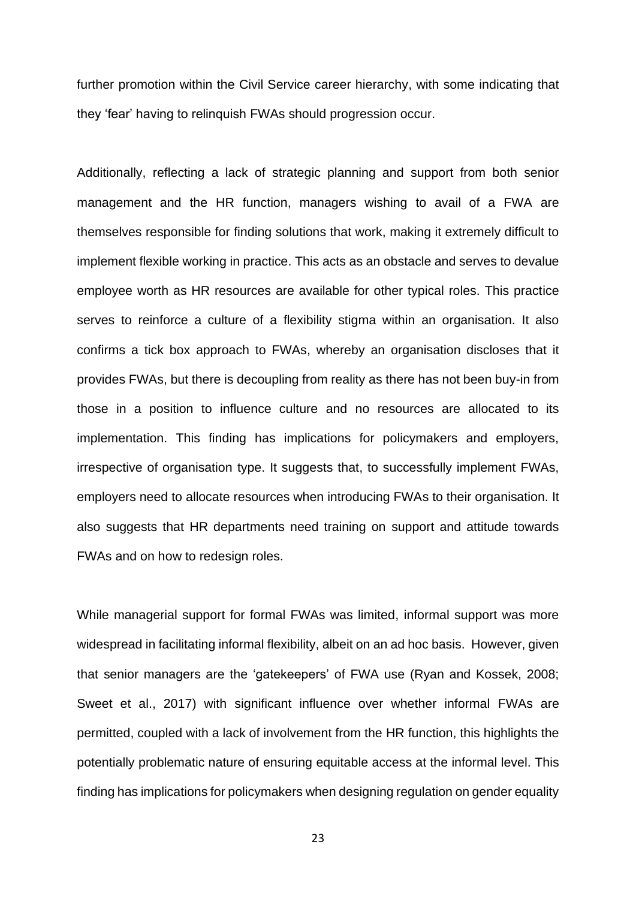further promotion within the Civil Service career hierarchy, with some indicating that they 'fear' having to relinquish FWAs should progression occur.

Additionally, reflecting a lack of strategic planning and support from both senior management and the HR function, managers wishing to avail of a FWA are themselves responsible for finding solutions that work, making it extremely difficult to implement flexible working in practice. This acts as an obstacle and serves to devalue employee worth as HR resources are available for other typical roles. This practice serves to reinforce a culture of a flexibility stigma within an organisation. It also confirms a tick box approach to FWAs, whereby an organisation discloses that it provides FWAs, but there is decoupling from reality as there has not been buy-in from those in a position to influence culture and no resources are allocated to its implementation. This finding has implications for policymakers and employers, irrespective of organisation type. It suggests that, to successfully implement FWAs, employers need to allocate resources when introducing FWAs to their organisation. It also suggests that HR departments need training on support and attitude towards FWAs and on how to redesign roles.

While managerial support for formal FWAs was limited, informal support was more widespread in facilitating informal flexibility, albeit on an ad hoc basis. However, given that senior managers are the 'gatekeepers' of FWA use (Ryan and Kossek, 2008; Sweet et al., 2017) with significant influence over whether informal FWAs are permitted, coupled with a lack of involvement from the HR function, this highlights the potentially problematic nature of ensuring equitable access at the informal level. This finding has implications for policymakers when designing regulation on gender equality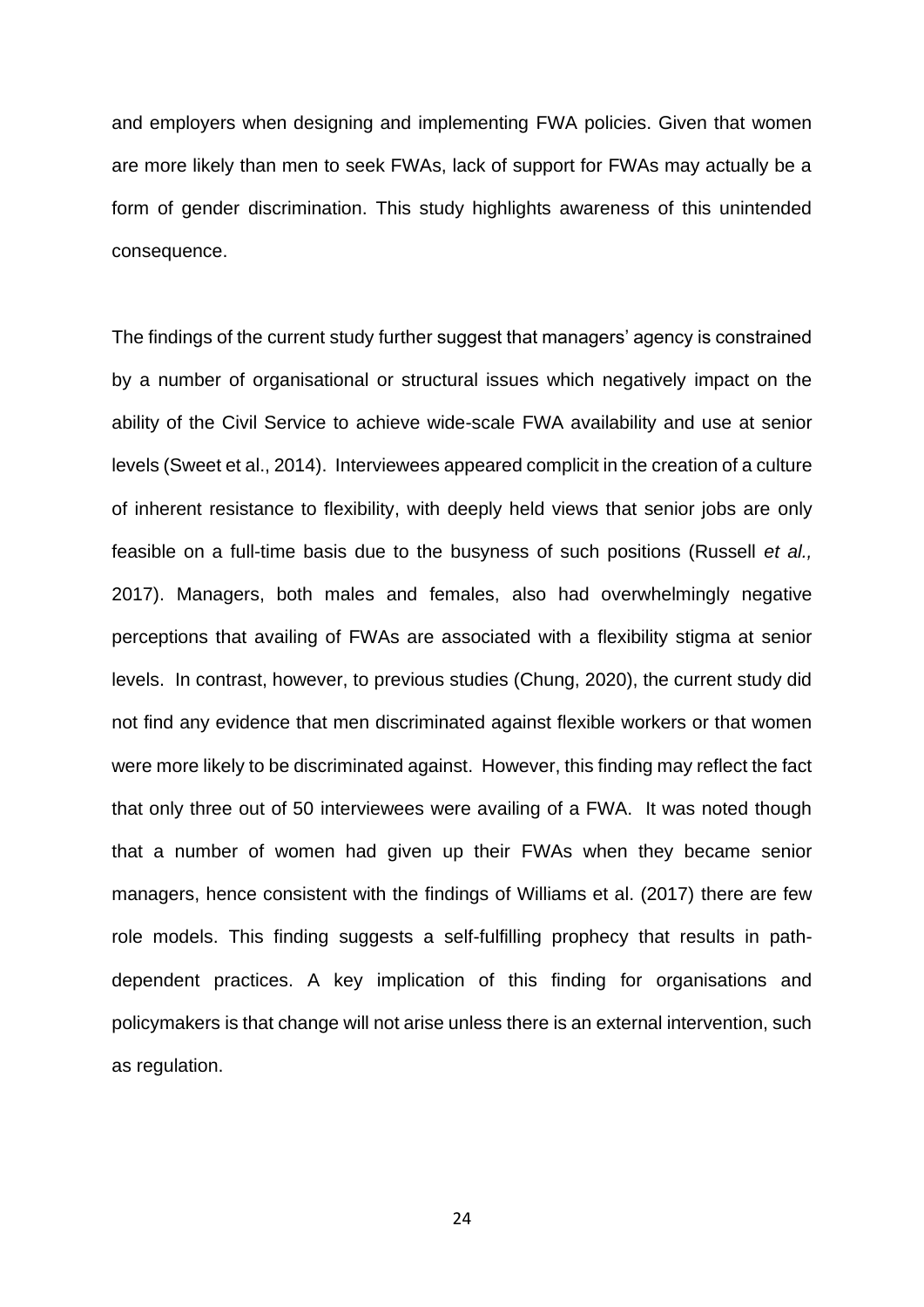and employers when designing and implementing FWA policies. Given that women are more likely than men to seek FWAs, lack of support for FWAs may actually be a form of gender discrimination. This study highlights awareness of this unintended consequence.

The findings of the current study further suggest that managers' agency is constrained by a number of organisational or structural issues which negatively impact on the ability of the Civil Service to achieve wide-scale FWA availability and use at senior levels (Sweet et al., 2014). Interviewees appeared complicit in the creation of a culture of inherent resistance to flexibility, with deeply held views that senior jobs are only feasible on a full-time basis due to the busyness of such positions (Russell *et al.,* 2017). Managers, both males and females, also had overwhelmingly negative perceptions that availing of FWAs are associated with a flexibility stigma at senior levels. In contrast, however, to previous studies (Chung, 2020), the current study did not find any evidence that men discriminated against flexible workers or that women were more likely to be discriminated against. However, this finding may reflect the fact that only three out of 50 interviewees were availing of a FWA. It was noted though that a number of women had given up their FWAs when they became senior managers, hence consistent with the findings of Williams et al. (2017) there are few role models. This finding suggests a self-fulfilling prophecy that results in path-dependent practices. A key implication of this finding for organisations and policymakers is that change will not arise unless there is an external intervention, such as regulation.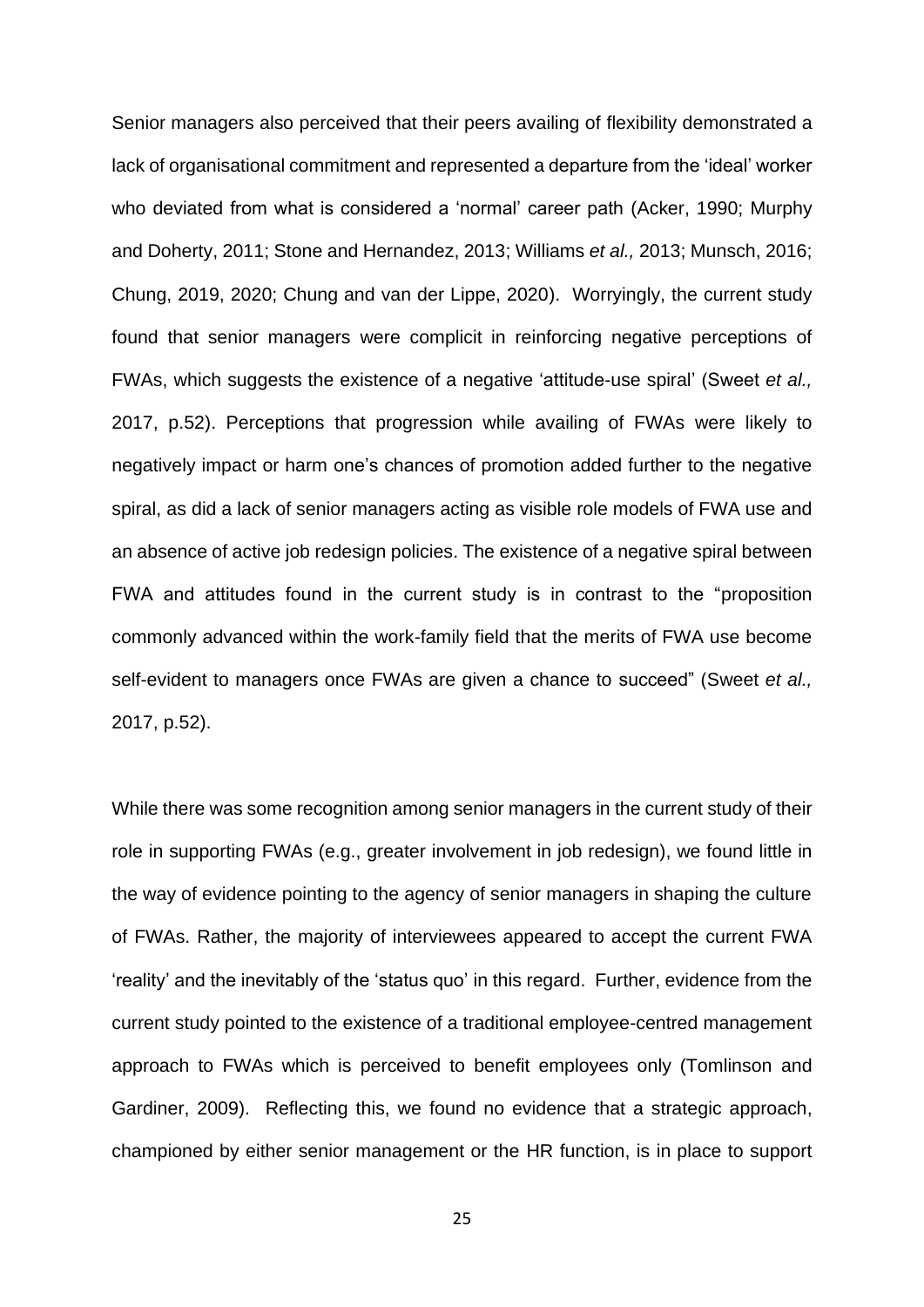Senior managers also perceived that their peers availing of flexibility demonstrated a lack of organisational commitment and represented a departure from the 'ideal' worker who deviated from what is considered a 'normal' career path (Acker, 1990; Murphy and Doherty, 2011; Stone and Hernandez, 2013; Williams *et al.,* 2013; Munsch, 2016; Chung, 2019, 2020; Chung and van der Lippe, 2020). Worryingly, the current study found that senior managers were complicit in reinforcing negative perceptions of FWAs, which suggests the existence of a negative 'attitude-use spiral' (Sweet *et al.,* 2017, p.52). Perceptions that progression while availing of FWAs were likely to negatively impact or harm one's chances of promotion added further to the negative spiral, as did a lack of senior managers acting as visible role models of FWA use and an absence of active job redesign policies. The existence of a negative spiral between FWA and attitudes found in the current study is in contrast to the "proposition commonly advanced within the work-family field that the merits of FWA use become self-evident to managers once FWAs are given a chance to succeed" (Sweet *et al.,* 2017, p.52).

While there was some recognition among senior managers in the current study of their role in supporting FWAs (e.g., greater involvement in job redesign), we found little in the way of evidence pointing to the agency of senior managers in shaping the culture of FWAs. Rather, the majority of interviewees appeared to accept the current FWA 'reality' and the inevitably of the 'status quo' in this regard. Further, evidence from the current study pointed to the existence of a traditional employee-centred management approach to FWAs which is perceived to benefit employees only (Tomlinson and Gardiner, 2009). Reflecting this, we found no evidence that a strategic approach, championed by either senior management or the HR function, is in place to support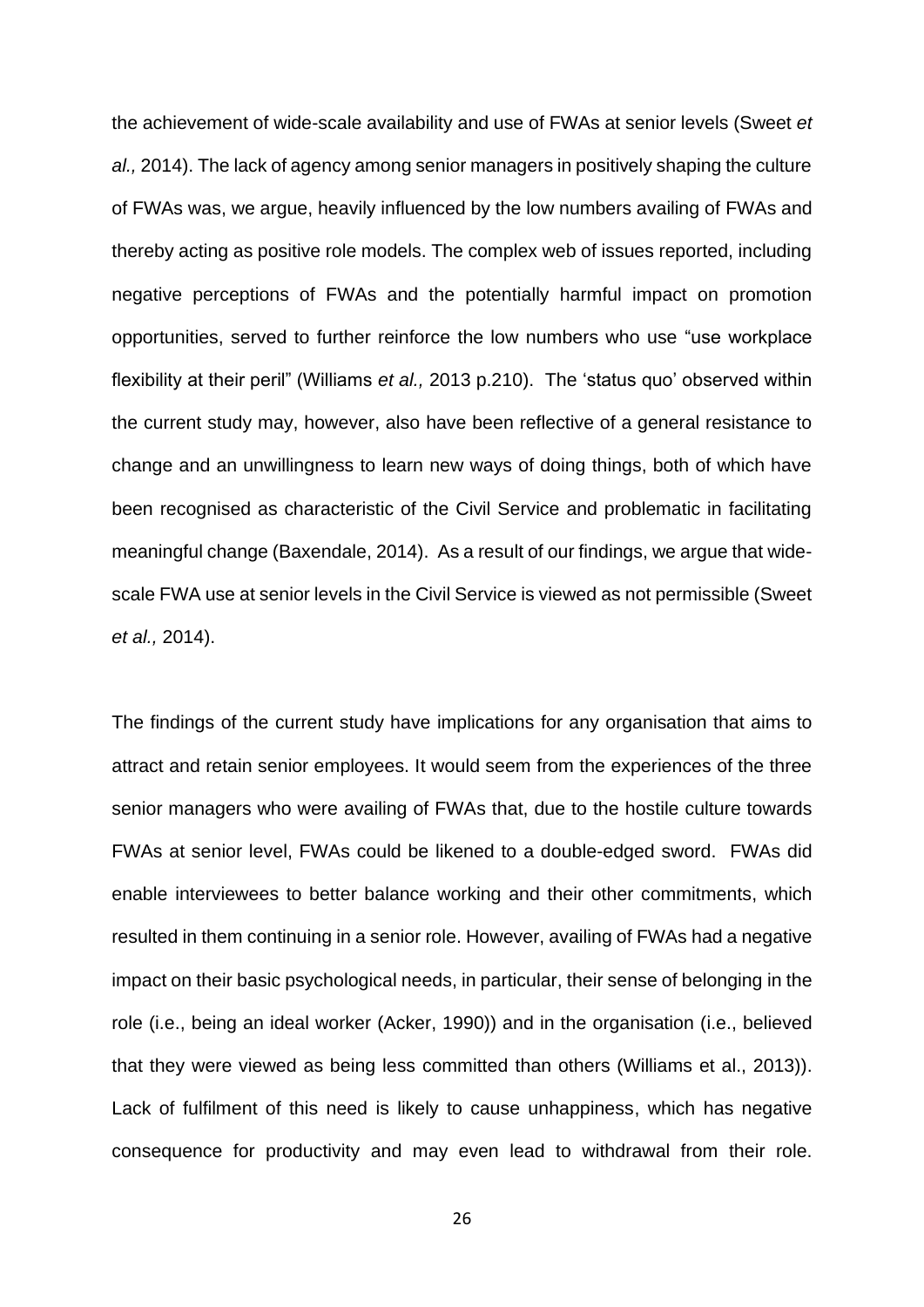the achievement of wide-scale availability and use of FWAs at senior levels (Sweet *et al.,* 2014). The lack of agency among senior managers in positively shaping the culture of FWAs was, we argue, heavily influenced by the low numbers availing of FWAs and thereby acting as positive role models. The complex web of issues reported, including negative perceptions of FWAs and the potentially harmful impact on promotion opportunities, served to further reinforce the low numbers who use "use workplace flexibility at their peril" (Williams *et al.,* 2013 p.210). The 'status quo' observed within the current study may, however, also have been reflective of a general resistance to change and an unwillingness to learn new ways of doing things, both of which have been recognised as characteristic of the Civil Service and problematic in facilitating meaningful change (Baxendale, 2014). As a result of our findings, we argue that wide-scale FWA use at senior levels in the Civil Service is viewed as not permissible (Sweet *et al.,* 2014).

The findings of the current study have implications for any organisation that aims to attract and retain senior employees. It would seem from the experiences of the three senior managers who were availing of FWAs that, due to the hostile culture towards FWAs at senior level, FWAs could be likened to a double-edged sword. FWAs did enable interviewees to better balance working and their other commitments, which resulted in them continuing in a senior role. However, availing of FWAs had a negative impact on their basic psychological needs, in particular, their sense of belonging in the role (i.e., being an ideal worker (Acker, 1990)) and in the organisation (i.e., believed that they were viewed as being less committed than others (Williams et al., 2013)). Lack of fulfilment of this need is likely to cause unhappiness, which has negative consequence for productivity and may even lead to withdrawal from their role.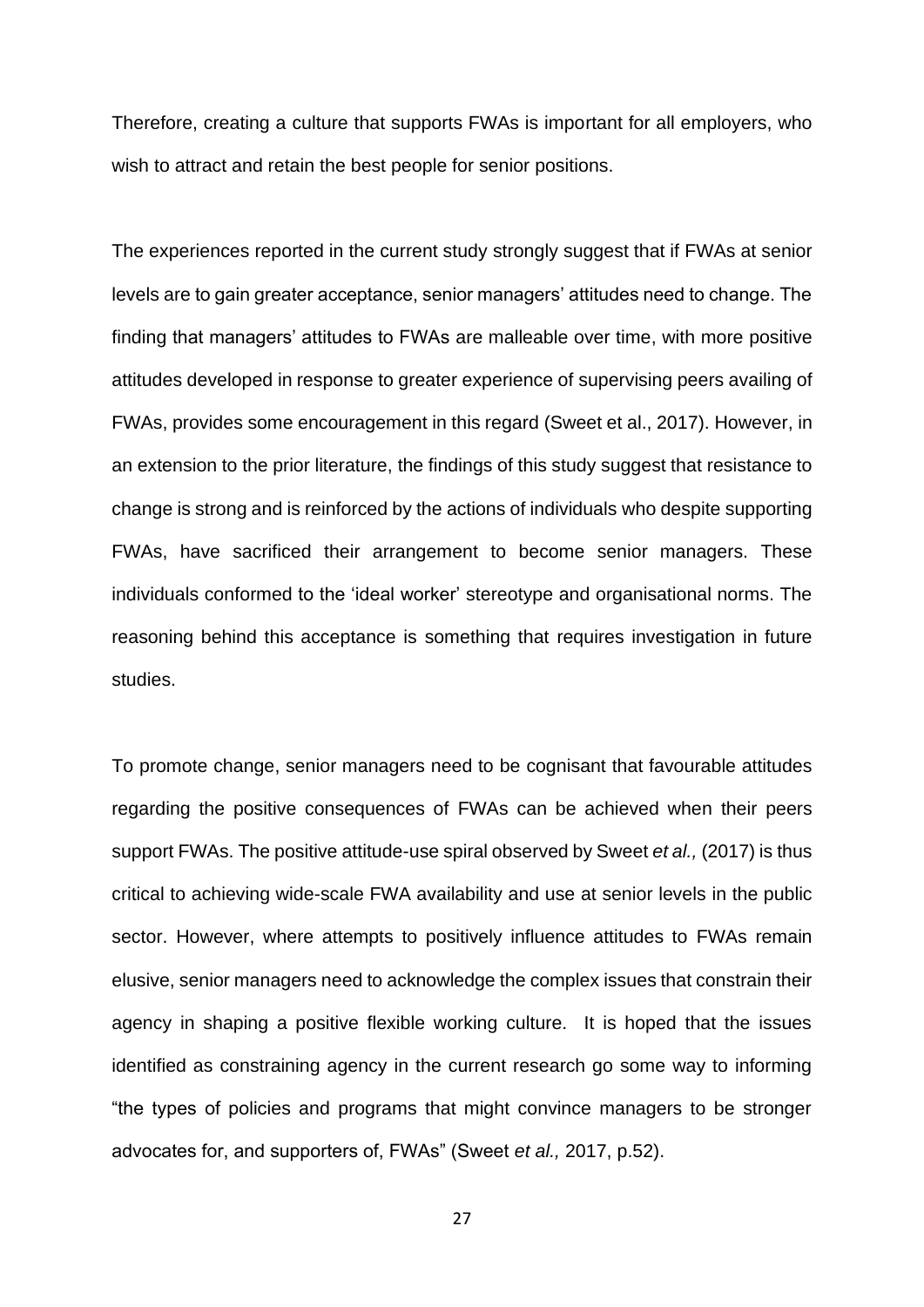Therefore, creating a culture that supports FWAs is important for all employers, who wish to attract and retain the best people for senior positions.

The experiences reported in the current study strongly suggest that if FWAs at senior levels are to gain greater acceptance, senior managers' attitudes need to change. The finding that managers' attitudes to FWAs are malleable over time, with more positive attitudes developed in response to greater experience of supervising peers availing of FWAs, provides some encouragement in this regard (Sweet et al., 2017). However, in an extension to the prior literature, the findings of this study suggest that resistance to change is strong and is reinforced by the actions of individuals who despite supporting FWAs, have sacrificed their arrangement to become senior managers. These individuals conformed to the 'ideal worker' stereotype and organisational norms. The reasoning behind this acceptance is something that requires investigation in future studies.

To promote change, senior managers need to be cognisant that favourable attitudes regarding the positive consequences of FWAs can be achieved when their peers support FWAs. The positive attitude-use spiral observed by Sweet *et al.,* (2017) is thus critical to achieving wide-scale FWA availability and use at senior levels in the public sector. However, where attempts to positively influence attitudes to FWAs remain elusive, senior managers need to acknowledge the complex issues that constrain their agency in shaping a positive flexible working culture. It is hoped that the issues identified as constraining agency in the current research go some way to informing "the types of policies and programs that might convince managers to be stronger advocates for, and supporters of, FWAs" (Sweet *et al.,* 2017, p.52).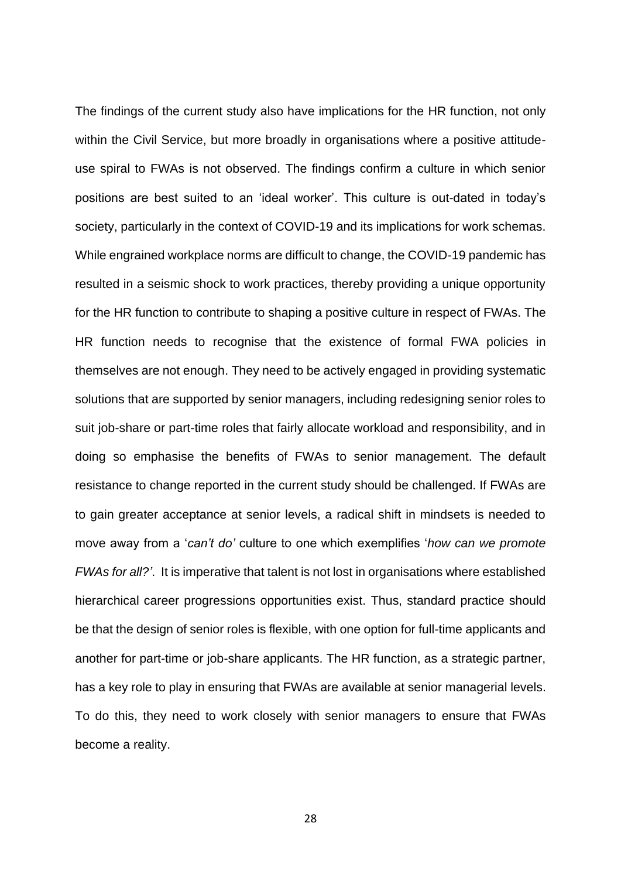The findings of the current study also have implications for the HR function, not only within the Civil Service, but more broadly in organisations where a positive attitude-use spiral to FWAs is not observed. The findings confirm a culture in which senior positions are best suited to an 'ideal worker'. This culture is out-dated in today's society, particularly in the context of COVID-19 and its implications for work schemas. While engrained workplace norms are difficult to change, the COVID-19 pandemic has resulted in a seismic shock to work practices, thereby providing a unique opportunity for the HR function to contribute to shaping a positive culture in respect of FWAs. The HR function needs to recognise that the existence of formal FWA policies in themselves are not enough. They need to be actively engaged in providing systematic solutions that are supported by senior managers, including redesigning senior roles to suit job-share or part-time roles that fairly allocate workload and responsibility, and in doing so emphasise the benefits of FWAs to senior management. The default resistance to change reported in the current study should be challenged. If FWAs are to gain greater acceptance at senior levels, a radical shift in mindsets is needed to move away from a '*can't do'* culture to one which exemplifies '*how can we promote FWAs for all?'*. It is imperative that talent is not lost in organisations where established hierarchical career progressions opportunities exist. Thus, standard practice should be that the design of senior roles is flexible, with one option for full-time applicants and another for part-time or job-share applicants. The HR function, as a strategic partner, has a key role to play in ensuring that FWAs are available at senior managerial levels. To do this, they need to work closely with senior managers to ensure that FWAs become a reality.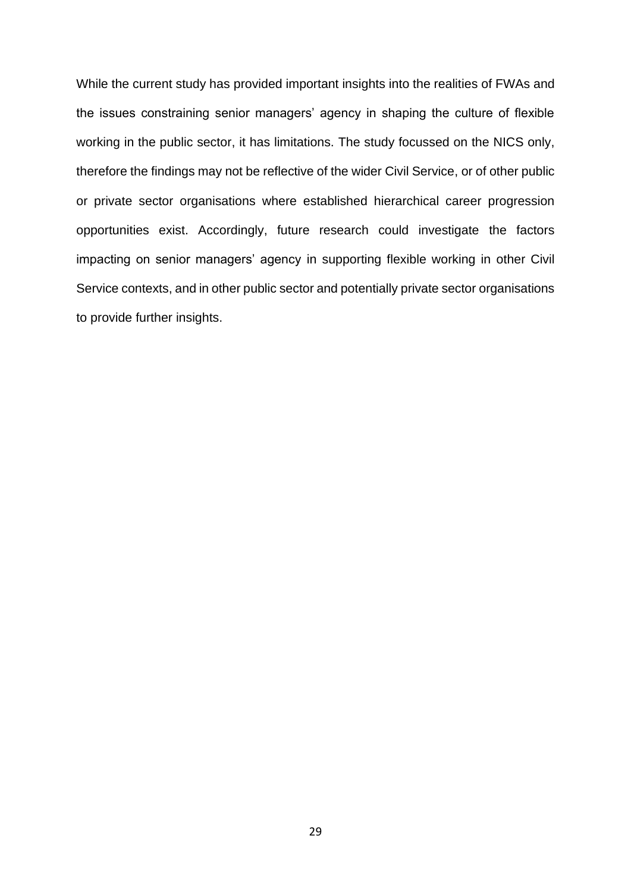While the current study has provided important insights into the realities of FWAs and the issues constraining senior managers' agency in shaping the culture of flexible working in the public sector, it has limitations. The study focussed on the NICS only, therefore the findings may not be reflective of the wider Civil Service, or of other public or private sector organisations where established hierarchical career progression opportunities exist. Accordingly, future research could investigate the factors impacting on senior managers' agency in supporting flexible working in other Civil Service contexts, and in other public sector and potentially private sector organisations to provide further insights.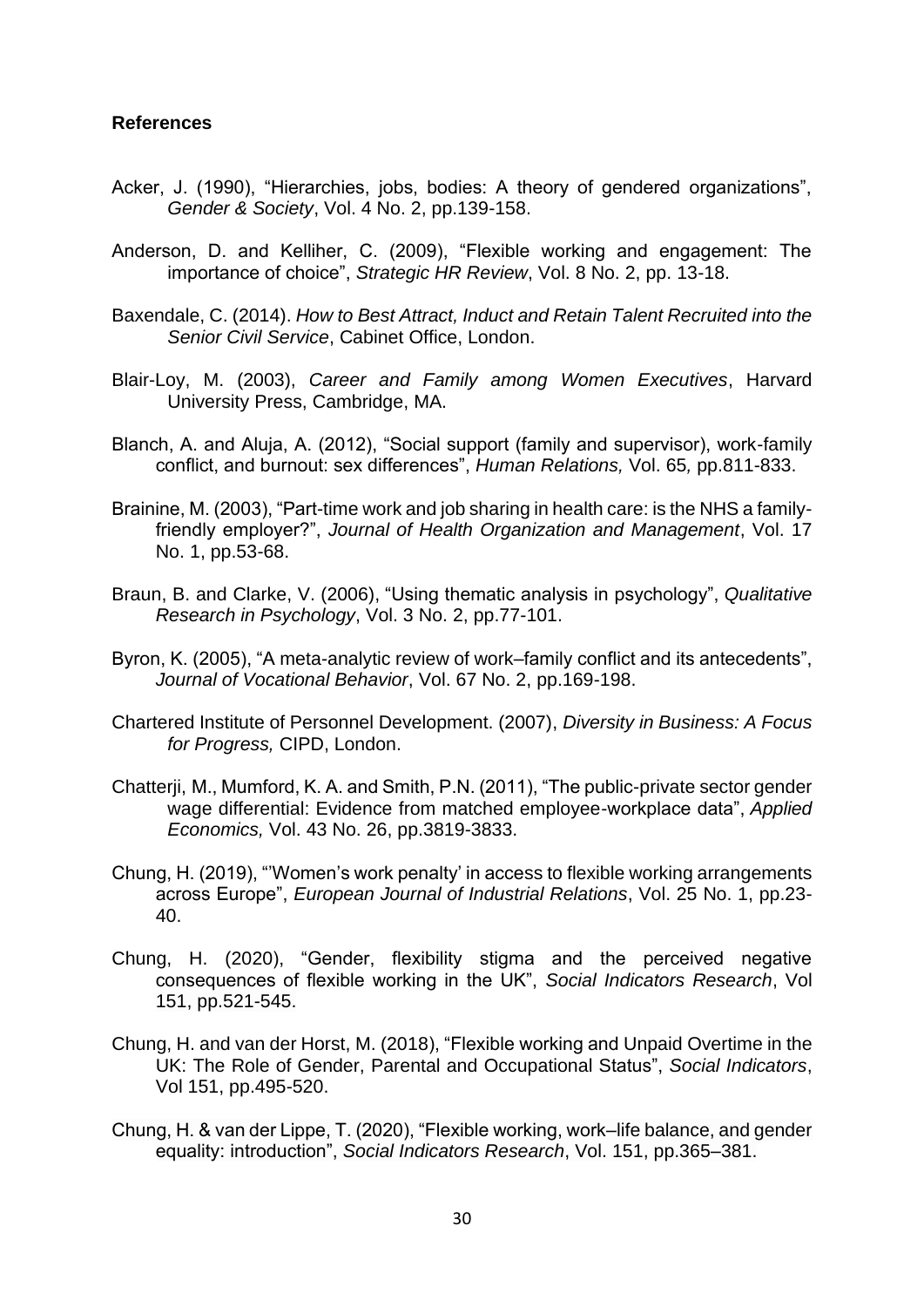**References**

Acker, J. (1990), “Hierarchies, jobs, bodies: A theory of gendered organizations”, *Gender & Society*, Vol. 4 No. 2, pp.139-158.

Anderson, D. and Kelliher, C. (2009), “Flexible working and engagement: The importance of choice”, *Strategic HR Review*, Vol. 8 No. 2, pp. 13-18.

Baxendale, C. (2014). *How to Best Attract, Induct and Retain Talent Recruited into the Senior Civil Service*, Cabinet Office, London.

Blair-Loy, M. (2003), *Career and Family among Women Executives*, Harvard University Press, Cambridge, MA.

Blanch, A. and Aluja, A. (2012), “Social support (family and supervisor), work-family conflict, and burnout: sex differences”, *Human Relations,* Vol. 65*,* pp.811-833.

Brainine, M. (2003), “Part-time work and job sharing in health care: is the NHS a family-friendly employer?”, *Journal of Health Organization and Management*, Vol. 17 No. 1, pp.53-68.

Braun, B. and Clarke, V. (2006), “Using thematic analysis in psychology”, *Qualitative Research in Psychology*, Vol. 3 No. 2, pp.77-101.

Byron, K. (2005), “A meta-analytic review of work–family conflict and its antecedents”, *Journal of Vocational Behavior*, Vol. 67 No. 2, pp.169-198.

Chartered Institute of Personnel Development. (2007), *Diversity in Business: A Focus for Progress,* CIPD, London.

Chatterji, M., Mumford, K. A. and Smith, P.N. (2011), “The public-private sector gender wage differential: Evidence from matched employee-workplace data”, *Applied Economics,* Vol. 43 No. 26, pp.3819-3833.

Chung, H. (2019), “’Women’s work penalty’ in access to flexible working arrangements across Europe”, *European Journal of Industrial Relations*, Vol. 25 No. 1, pp.23-40.

Chung, H. (2020), “Gender, flexibility stigma and the perceived negative consequences of flexible working in the UK”, *Social Indicators Research*, Vol 151, pp.521-545.

Chung, H. and van der Horst, M. (2018), “Flexible working and Unpaid Overtime in the UK: The Role of Gender, Parental and Occupational Status”, *Social Indicators*, Vol 151, pp.495-520.

Chung, H. & van der Lippe, T. (2020), “Flexible working, work–life balance, and gender equality: introduction”, *Social Indicators Research*, Vol. 151, pp.365–381.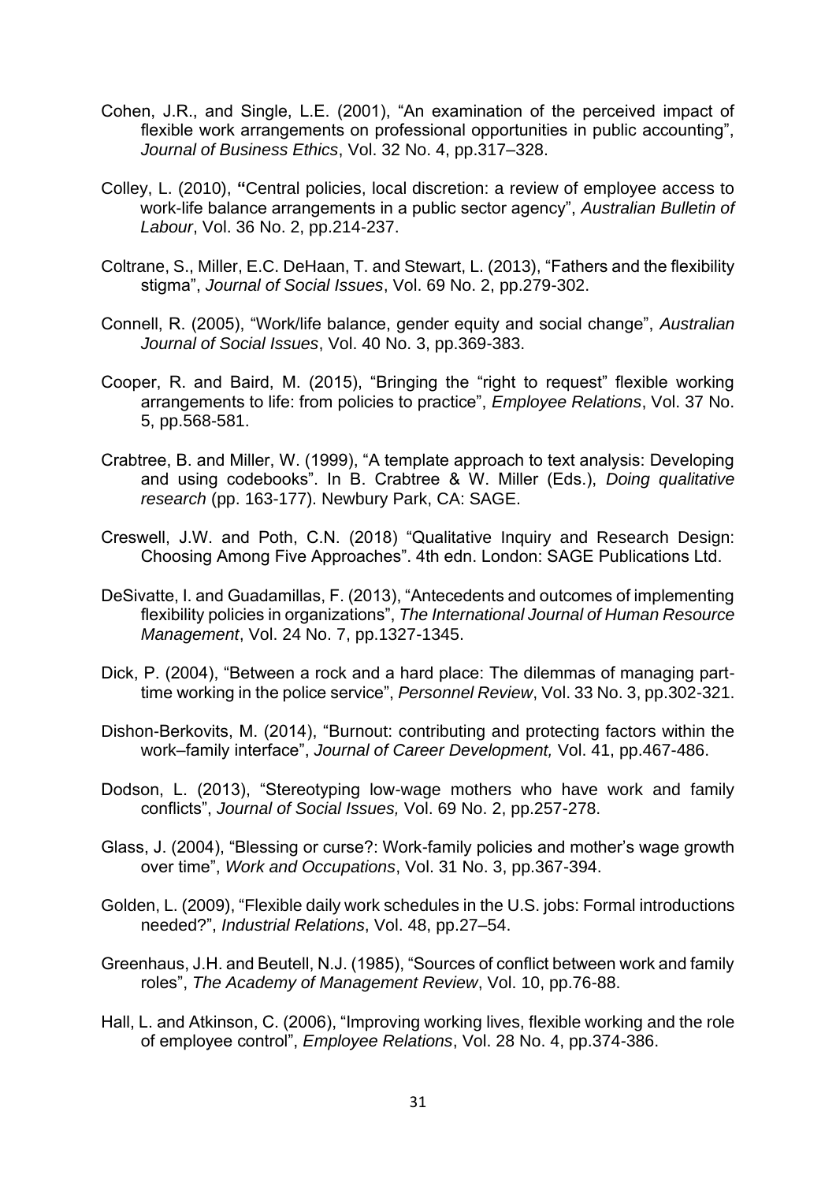Cohen, J.R., and Single, L.E. (2001), "An examination of the perceived impact of flexible work arrangements on professional opportunities in public accounting", *Journal of Business Ethics*, Vol. 32 No. 4, pp.317–328.

Colley, L. (2010), **"**Central policies, local discretion: a review of employee access to work-life balance arrangements in a public sector agency", *Australian Bulletin of Labour*, Vol. 36 No. 2, pp.214-237.

Coltrane, S., Miller, E.C. DeHaan, T. and Stewart, L. (2013), "Fathers and the flexibility stigma", *Journal of Social Issues*, Vol. 69 No. 2, pp.279-302.

Connell, R. (2005), "Work/life balance, gender equity and social change", *Australian Journal of Social Issues*, Vol. 40 No. 3, pp.369-383.

Cooper, R. and Baird, M. (2015), "Bringing the "right to request" flexible working arrangements to life: from policies to practice", *Employee Relations*, Vol. 37 No. 5, pp.568-581.

Crabtree, B. and Miller, W. (1999), "A template approach to text analysis: Developing and using codebooks". In B. Crabtree & W. Miller (Eds.), *Doing qualitative research* (pp. 163-177). Newbury Park, CA: SAGE.

Creswell, J.W. and Poth, C.N. (2018) "Qualitative Inquiry and Research Design: Choosing Among Five Approaches". 4th edn. London: SAGE Publications Ltd.

DeSivatte, I. and Guadamillas, F. (2013), "Antecedents and outcomes of implementing flexibility policies in organizations", *The International Journal of Human Resource Management*, Vol. 24 No. 7, pp.1327-1345.

Dick, P. (2004), "Between a rock and a hard place: The dilemmas of managing part-time working in the police service", *Personnel Review*, Vol. 33 No. 3, pp.302-321.

Dishon-Berkovits, M. (2014), "Burnout: contributing and protecting factors within the work–family interface", *Journal of Career Development,* Vol. 41, pp.467-486.

Dodson, L. (2013), "Stereotyping low-wage mothers who have work and family conflicts", *Journal of Social Issues,* Vol. 69 No. 2, pp.257-278.

Glass, J. (2004), "Blessing or curse?: Work-family policies and mother's wage growth over time", *Work and Occupations*, Vol. 31 No. 3, pp.367-394.

Golden, L. (2009), "Flexible daily work schedules in the U.S. jobs: Formal introductions needed?", *Industrial Relations*, Vol. 48, pp.27–54.

Greenhaus, J.H. and Beutell, N.J. (1985), "Sources of conflict between work and family roles", *The Academy of Management Review*, Vol. 10, pp.76-88.

Hall, L. and Atkinson, C. (2006), "Improving working lives, flexible working and the role of employee control", *Employee Relations*, Vol. 28 No. 4, pp.374-386.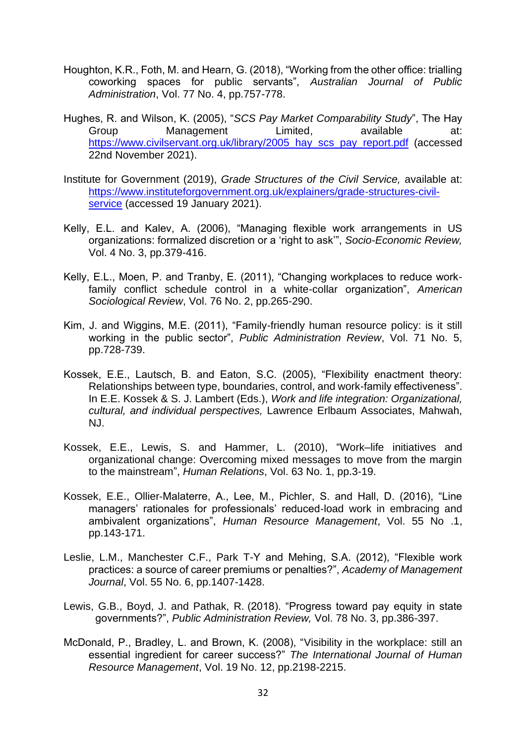Houghton, K.R., Foth, M. and Hearn, G. (2018), "Working from the other office: trialling coworking spaces for public servants", *Australian Journal of Public Administration*, Vol. 77 No. 4, pp.757-778.

Hughes, R. and Wilson, K. (2005), "*SCS Pay Market Comparability Study*", The Hay Group Management Limited, available at: https://www.civilservant.org.uk/library/2005_hay_scs_pay_report.pdf (accessed 22nd November 2021).

Institute for Government (2019), *Grade Structures of the Civil Service,* available at: https://www.instituteforgovernment.org.uk/explainers/grade-structures-civil-service (accessed 19 January 2021).

Kelly, E.L. and Kalev, A. (2006), "Managing flexible work arrangements in US organizations: formalized discretion or a 'right to ask'", *Socio-Economic Review,* Vol. 4 No. 3, pp.379-416.

Kelly, E.L., Moen, P. and Tranby, E. (2011), "Changing workplaces to reduce work-family conflict schedule control in a white-collar organization", *American Sociological Review*, Vol. 76 No. 2, pp.265-290.

Kim, J. and Wiggins, M.E. (2011), "Family-friendly human resource policy: is it still working in the public sector", *Public Administration Review*, Vol. 71 No. 5, pp.728-739.

Kossek, E.E., Lautsch, B. and Eaton, S.C. (2005), "Flexibility enactment theory: Relationships between type, boundaries, control, and work-family effectiveness". In E.E. Kossek & S. J. Lambert (Eds.), *Work and life integration: Organizational, cultural, and individual perspectives,* Lawrence Erlbaum Associates, Mahwah, NJ.

Kossek, E.E., Lewis, S. and Hammer, L. (2010), "Work–life initiatives and organizational change: Overcoming mixed messages to move from the margin to the mainstream", *Human Relations*, Vol. 63 No. 1, pp.3-19.

Kossek, E.E., Ollier-Malaterre, A., Lee, M., Pichler, S. and Hall, D. (2016), "Line managers' rationales for professionals' reduced-load work in embracing and ambivalent organizations", *Human Resource Management*, Vol. 55 No .1, pp.143-171.

Leslie, L.M., Manchester C.F., Park T-Y and Mehing, S.A. (2012), "Flexible work practices: a source of career premiums or penalties?", *Academy of Management Journal*, Vol. 55 No. 6, pp.1407-1428.

Lewis, G.B., Boyd, J. and Pathak, R. (2018). "Progress toward pay equity in state governments?", *Public Administration Review,* Vol. 78 No. 3, pp.386-397.

McDonald, P., Bradley, L. and Brown, K. (2008), "Visibility in the workplace: still an essential ingredient for career success?" *The International Journal of Human Resource Management*, Vol. 19 No. 12, pp.2198-2215.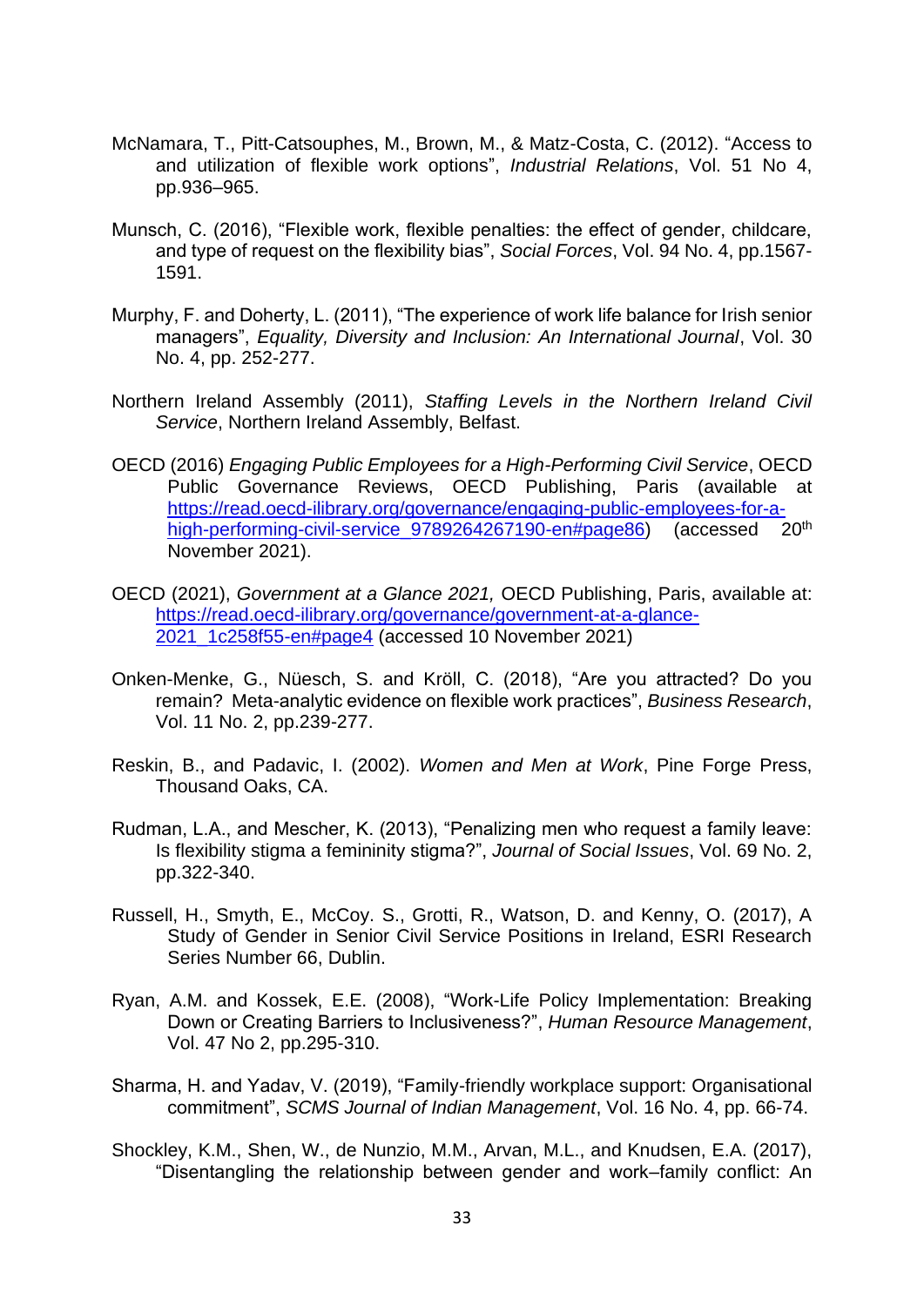McNamara, T., Pitt-Catsouphes, M., Brown, M., & Matz-Costa, C. (2012). "Access to and utilization of flexible work options", *Industrial Relations*, Vol. 51 No 4, pp.936–965.

Munsch, C. (2016), "Flexible work, flexible penalties: the effect of gender, childcare, and type of request on the flexibility bias", *Social Forces*, Vol. 94 No. 4, pp.1567-1591.

Murphy, F. and Doherty, L. (2011), "The experience of work life balance for Irish senior managers", *Equality, Diversity and Inclusion: An International Journal*, Vol. 30 No. 4, pp. 252-277.

Northern Ireland Assembly (2011), *Staffing Levels in the Northern Ireland Civil Service*, Northern Ireland Assembly, Belfast.

OECD (2016) *Engaging Public Employees for a High-Performing Civil Service*, OECD Public Governance Reviews, OECD Publishing, Paris (available at [https://read.oecd-ilibrary.org/governance/engaging-public-employees-for-a-high-performing-civil-service_9789264267190-en#page86](https://read.oecd-ilibrary.org/governance/engaging-public-employees-for-a-high-performing-civil-service_9789264267190-en#page86)) (accessed 20th November 2021).

OECD (2021), *Government at a Glance 2021,* OECD Publishing, Paris, available at: [https://read.oecd-ilibrary.org/governance/government-at-a-glance-2021_1c258f55-en#page4](https://read.oecd-ilibrary.org/governance/government-at-a-glance-2021_1c258f55-en#page4) (accessed 10 November 2021)

Onken-Menke, G., Nüesch, S. and Kröll, C. (2018), "Are you attracted? Do you remain? Meta-analytic evidence on flexible work practices", *Business Research*, Vol. 11 No. 2, pp.239-277.

Reskin, B., and Padavic, I. (2002). *Women and Men at Work*, Pine Forge Press, Thousand Oaks, CA.

Rudman, L.A., and Mescher, K. (2013), "Penalizing men who request a family leave: Is flexibility stigma a femininity stigma?", *Journal of Social Issues*, Vol. 69 No. 2, pp.322-340.

Russell, H., Smyth, E., McCoy. S., Grotti, R., Watson, D. and Kenny, O. (2017), A Study of Gender in Senior Civil Service Positions in Ireland, ESRI Research Series Number 66, Dublin.

Ryan, A.M. and Kossek, E.E. (2008), "Work-Life Policy Implementation: Breaking Down or Creating Barriers to Inclusiveness?", *Human Resource Management*, Vol. 47 No 2, pp.295-310.

Sharma, H. and Yadav, V. (2019), "Family-friendly workplace support: Organisational commitment", *SCMS Journal of Indian Management*, Vol. 16 No. 4, pp. 66-74.

Shockley, K.M., Shen, W., de Nunzio, M.M., Arvan, M.L., and Knudsen, E.A. (2017), "Disentangling the relationship between gender and work–family conflict: An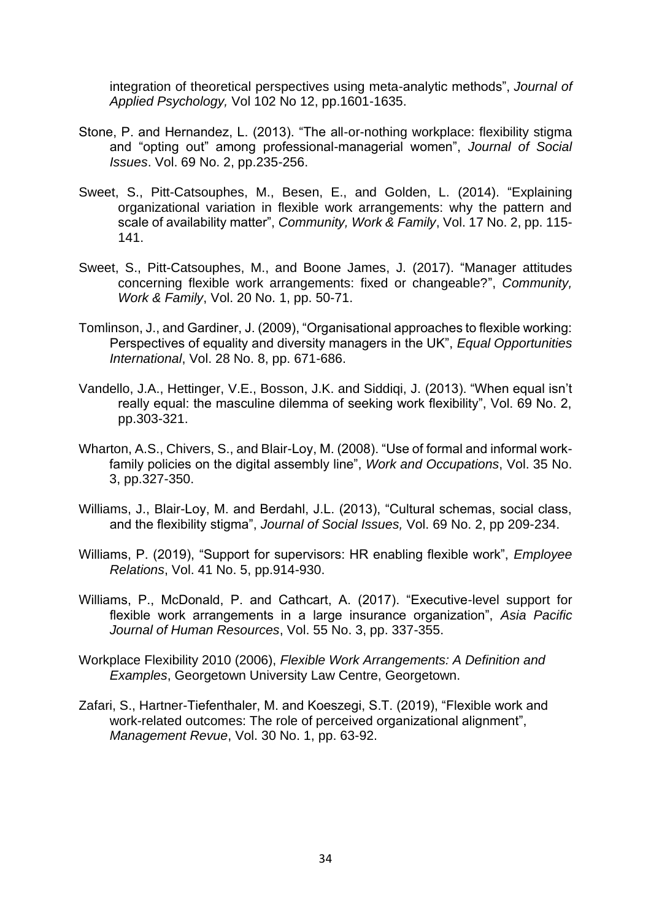integration of theoretical perspectives using meta-analytic methods", *Journal of Applied Psychology,* Vol 102 No 12, pp.1601-1635.

Stone, P. and Hernandez, L. (2013). "The all-or-nothing workplace: flexibility stigma and "opting out" among professional-managerial women", *Journal of Social Issues*. Vol. 69 No. 2, pp.235-256.

Sweet, S., Pitt-Catsouphes, M., Besen, E., and Golden, L. (2014). "Explaining organizational variation in flexible work arrangements: why the pattern and scale of availability matter", *Community, Work & Family*, Vol. 17 No. 2, pp. 115-141.

Sweet, S., Pitt-Catsouphes, M., and Boone James, J. (2017). "Manager attitudes concerning flexible work arrangements: fixed or changeable?", *Community, Work & Family*, Vol. 20 No. 1, pp. 50-71.

Tomlinson, J., and Gardiner, J. (2009), "Organisational approaches to flexible working: Perspectives of equality and diversity managers in the UK", *Equal Opportunities International*, Vol. 28 No. 8, pp. 671-686.

Vandello, J.A., Hettinger, V.E., Bosson, J.K. and Siddiqi, J. (2013). "When equal isn't really equal: the masculine dilemma of seeking work flexibility", Vol. 69 No. 2, pp.303-321.

Wharton, A.S., Chivers, S., and Blair-Loy, M. (2008). "Use of formal and informal work-family policies on the digital assembly line", *Work and Occupations*, Vol. 35 No. 3, pp.327-350.

Williams, J., Blair-Loy, M. and Berdahl, J.L. (2013), "Cultural schemas, social class, and the flexibility stigma", *Journal of Social Issues,* Vol. 69 No. 2, pp 209-234.

Williams, P. (2019), "Support for supervisors: HR enabling flexible work", *Employee Relations*, Vol. 41 No. 5, pp.914-930.

Williams, P., McDonald, P. and Cathcart, A. (2017). "Executive-level support for flexible work arrangements in a large insurance organization", *Asia Pacific Journal of Human Resources*, Vol. 55 No. 3, pp. 337-355.

Workplace Flexibility 2010 (2006), *Flexible Work Arrangements: A Definition and Examples*, Georgetown University Law Centre, Georgetown.

Zafari, S., Hartner-Tiefenthaler, M. and Koeszegi, S.T. (2019), "Flexible work and work-related outcomes: The role of perceived organizational alignment", *Management Revue*, Vol. 30 No. 1, pp. 63-92.